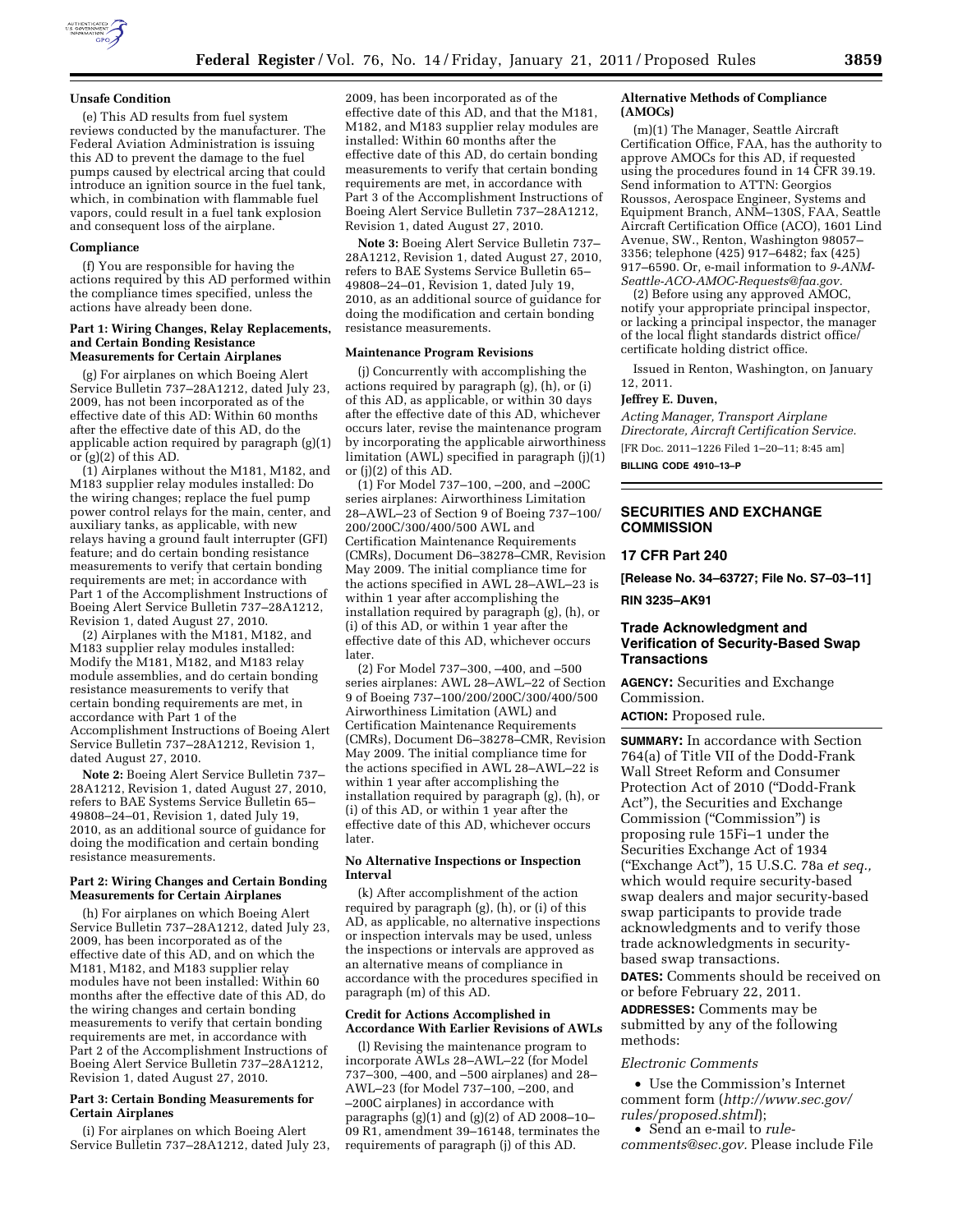#### Unsafe Condition

(e) This AD results from fuel system reviews conducted by the manufacturer. The Federal Aviation Administration is issuing this AD to prevent the damage to the fuel pumps caused by electrical arcing that could introduce an ignition source in the fuel tank, which, in combination with flammable fuel vapors, could result in a fuel tank explosion and consequent loss of the airplane.

#### Compliance

(f) You are responsible for having the actions required by this AD performed within the compliance times specified, unless the actions have already been done.

#### Part 1: Wiring Changes, Relay Replacements, and Certain Bonding Resistance Measurements for Certain Airplanes

(g) For airplanes on which Boeing Alert Service Bulletin 737–28A1212, dated July 23, 2009, has not been incorporated as of the effective date of this AD: Within 60 months after the effective date of this AD, do the applicable action required by paragraph (g)(1) or (g)(2) of this AD.

(1) Airplanes without the M181, M182, and M183 supplier relay modules installed: Do the wiring changes; replace the fuel pump power control relays for the main, center, and auxiliary tanks, as applicable, with new relays having a ground fault interrupter (GFI) feature; and do certain bonding resistance measurements to verify that certain bonding requirements are met; in accordance with Part 1 of the Accomplishment Instructions of Boeing Alert Service Bulletin 737–28A1212, Revision 1, dated August 27, 2010.

(2) Airplanes with the M181, M182, and M183 supplier relay modules installed: Modify the M181, M182, and M183 relay module assemblies, and do certain bonding resistance measurements to verify that certain bonding requirements are met, in accordance with Part 1 of the Accomplishment Instructions of Boeing Alert Service Bulletin 737–28A1212, Revision 1, dated August 27, 2010.

**Note 2:** Boeing Alert Service Bulletin 737–28A1212, Revision 1, dated August 27, 2010, refers to BAE Systems Service Bulletin 65–49808–24–01, Revision 1, dated July 19, 2010, as an additional source of guidance for doing the modification and certain bonding resistance measurements.

#### Part 2: Wiring Changes and Certain Bonding Measurements for Certain Airplanes

(h) For airplanes on which Boeing Alert Service Bulletin 737–28A1212, dated July 23, 2009, has been incorporated as of the effective date of this AD, and on which the M181, M182, and M183 supplier relay modules have not been installed: Within 60 months after the effective date of this AD, do the wiring changes and certain bonding measurements to verify that certain bonding requirements are met, in accordance with Part 2 of the Accomplishment Instructions of Boeing Alert Service Bulletin 737–28A1212, Revision 1, dated August 27, 2010.

#### Part 3: Certain Bonding Measurements for Certain Airplanes

(i) For airplanes on which Boeing Alert Service Bulletin 737–28A1212, dated July 23, 2009, has been incorporated as of the effective date of this AD, and that the M181, M182, and M183 supplier relay modules are installed: Within 60 months after the effective date of this AD, do certain bonding measurements to verify that certain bonding requirements are met, in accordance with Part 3 of the Accomplishment Instructions of Boeing Alert Service Bulletin 737–28A1212, Revision 1, dated August 27, 2010.

**Note 3:** Boeing Alert Service Bulletin 737–28A1212, Revision 1, dated August 27, 2010, refers to BAE Systems Service Bulletin 65–49808–24–01, Revision 1, dated July 19, 2010, as an additional source of guidance for doing the modification and certain bonding resistance measurements.

#### Maintenance Program Revisions

(j) Concurrently with accomplishing the actions required by paragraph (g), (h), or (i) of this AD, as applicable, or within 30 days after the effective date of this AD, whichever occurs later, revise the maintenance program by incorporating the applicable airworthiness limitation (AWL) specified in paragraph (j)(1) or (j)(2) of this AD.

(1) For Model 737–100, –200, and –200C series airplanes: Airworthiness Limitation 28–AWL–23 of Section 9 of Boeing 737–100/200/200C/300/400/500 AWL and Certification Maintenance Requirements (CMRs), Document D6–38278–CMR, Revision May 2009. The initial compliance time for the actions specified in AWL 28–AWL–23 is within 1 year after accomplishing the installation required by paragraph (g), (h), or (i) of this AD, or within 1 year after the effective date of this AD, whichever occurs later.

(2) For Model 737–300, –400, and –500 series airplanes: AWL 28–AWL–22 of Section 9 of Boeing 737–100/200/200C/300/400/500 Airworthiness Limitation (AWL) and Certification Maintenance Requirements (CMRs), Document D6–38278–CMR, Revision May 2009. The initial compliance time for the actions specified in AWL 28–AWL–22 is within 1 year after accomplishing the installation required by paragraph (g), (h), or (i) of this AD, or within 1 year after the effective date of this AD, whichever occurs later.

#### No Alternative Inspections or Inspection Interval

(k) After accomplishment of the action required by paragraph (g), (h), or (i) of this AD, as applicable, no alternative inspections or inspection intervals may be used, unless the inspections or intervals are approved as an alternative means of compliance in accordance with the procedures specified in paragraph (m) of this AD.

#### Credit for Actions Accomplished in Accordance With Earlier Revisions of AWLs

(l) Revising the maintenance program to incorporate AWLs 28–AWL–22 (for Model 737–300, –400, and –500 airplanes) and 28–AWL–23 (for Model 737–100, –200, and –200C airplanes) in accordance with paragraphs (g)(1) and (g)(2) of AD 2008–10–09 R1, amendment 39–16148, terminates the requirements of paragraph (j) of this AD.

#### Alternative Methods of Compliance (AMOCs)

(m)(1) The Manager, Seattle Aircraft Certification Office, FAA, has the authority to approve AMOCs for this AD, if requested using the procedures found in 14 CFR 39.19. Send information to ATTN: Georgios Roussos, Aerospace Engineer, Systems and Equipment Branch, ANM–130S, FAA, Seattle Aircraft Certification Office (ACO), 1601 Lind Avenue, SW., Renton, Washington 98057–3356; telephone (425) 917–6482; fax (425) 917–6590. Or, e-mail information to *9-ANM-Seattle-ACO-AMOC-Requests@faa.gov.*

(2) Before using any approved AMOC, notify your appropriate principal inspector, or lacking a principal inspector, the manager of the local flight standards district office/certificate holding district office.

Issued in Renton, Washington, on January 12, 2011.

**Jeffrey E. Duven,**

*Acting Manager, Transport Airplane Directorate, Aircraft Certification Service.*

[FR Doc. 2011–1226 Filed 1–20–11; 8:45 am]

**BILLING CODE 4910–13–P**

---

## SECURITIES AND EXCHANGE COMMISSION

## 17 CFR Part 240

**[Release No. 34–63727; File No. S7–03–11]**

**RIN 3235–AK91**

## Trade Acknowledgment and Verification of Security-Based Swap Transactions

**AGENCY:** Securities and Exchange Commission.

**ACTION:** Proposed rule.

**SUMMARY:** In accordance with Section 764(a) of Title VII of the Dodd-Frank Wall Street Reform and Consumer Protection Act of 2010 ("Dodd-Frank Act"), the Securities and Exchange Commission ("Commission") is proposing rule 15Fi–1 under the Securities Exchange Act of 1934 ("Exchange Act"), 15 U.S.C. 78a *et seq.,* which would require security-based swap dealers and major security-based swap participants to provide trade acknowledgments and to verify those trade acknowledgments in security-based swap transactions.

**DATES:** Comments should be received on or before February 22, 2011.

**ADDRESSES:** Comments may be submitted by any of the following methods:

*Electronic Comments*

- Use the Commission's Internet comment form (*http://www.sec.gov/rules/proposed.shtml*);
- Send an e-mail to *rule-comments@sec.gov.* Please include File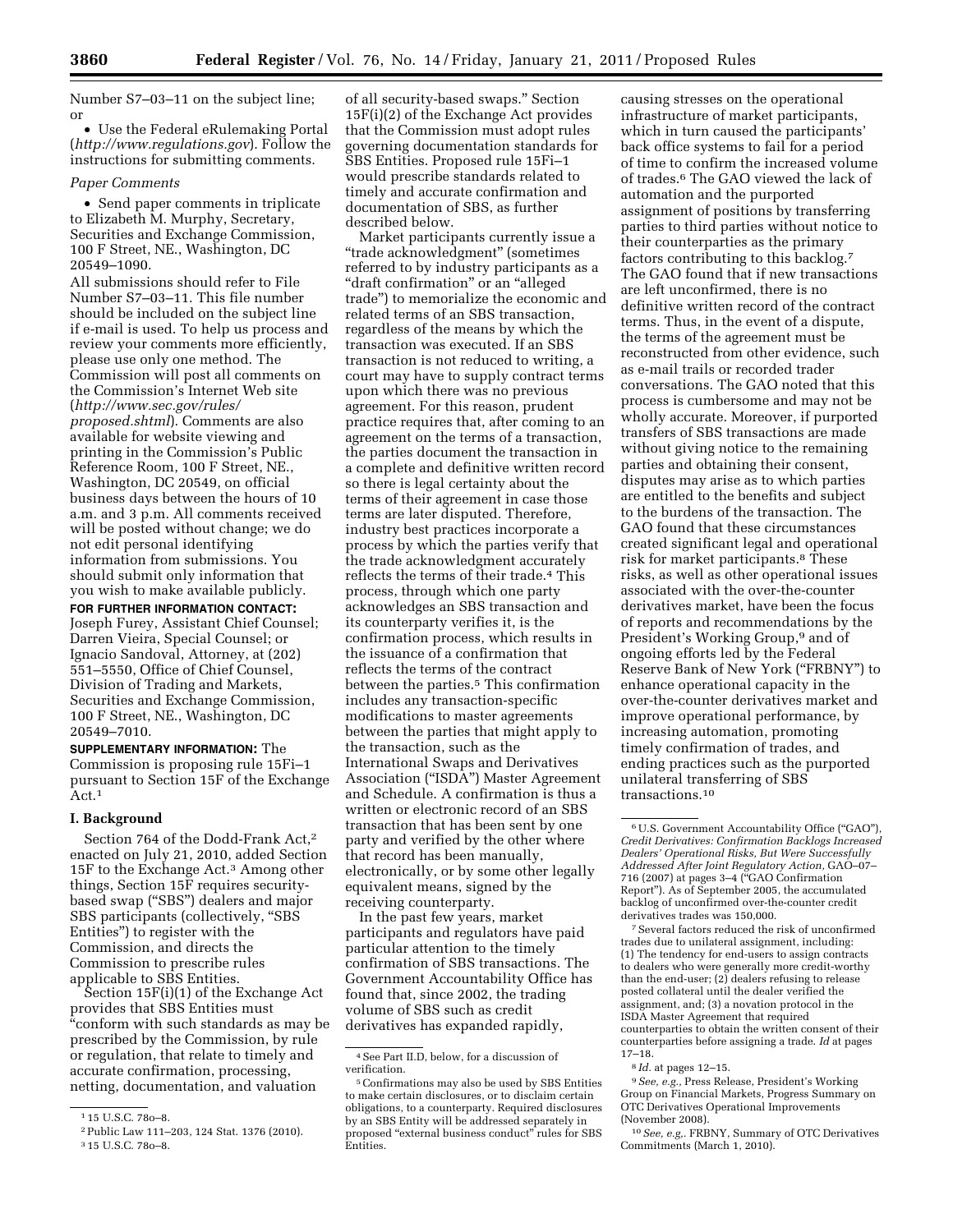Number S7–03–11 on the subject line; or

- Use the Federal eRulemaking Portal (*http://www.regulations.gov*). Follow the instructions for submitting comments.

*Paper Comments*

- Send paper comments in triplicate to Elizabeth M. Murphy, Secretary, Securities and Exchange Commission, 100 F Street, NE., Washington, DC 20549–1090.

All submissions should refer to File Number S7–03–11. This file number should be included on the subject line if e-mail is used. To help us process and review your comments more efficiently, please use only one method. The Commission will post all comments on the Commission's Internet Web site (*http://www.sec.gov/rules/proposed.shtml*). Comments are also available for website viewing and printing in the Commission's Public Reference Room, 100 F Street, NE., Washington, DC 20549, on official business days between the hours of 10 a.m. and 3 p.m. All comments received will be posted without change; we do not edit personal identifying information from submissions. You should submit only information that you wish to make available publicly.

**FOR FURTHER INFORMATION CONTACT:** Joseph Furey, Assistant Chief Counsel; Darren Vieira, Special Counsel; or Ignacio Sandoval, Attorney, at (202) 551–5550, Office of Chief Counsel, Division of Trading and Markets, Securities and Exchange Commission, 100 F Street, NE., Washington, DC 20549–7010.

**SUPPLEMENTARY INFORMATION:** The Commission is proposing rule 15Fi–1 pursuant to Section 15F of the Exchange Act.[1]

## I. Background

Section 764 of the Dodd-Frank Act,[2] enacted on July 21, 2010, added Section 15F to the Exchange Act.[3] Among other things, Section 15F requires security-based swap ("SBS") dealers and major SBS participants (collectively, "SBS Entities") to register with the Commission, and directs the Commission to prescribe rules applicable to SBS Entities.

Section 15F(i)(1) of the Exchange Act provides that SBS Entities must "conform with such standards as may be prescribed by the Commission, by rule or regulation, that relate to timely and accurate confirmation, processing, netting, documentation, and valuation of all security-based swaps." Section 15F(i)(2) of the Exchange Act provides that the Commission must adopt rules governing documentation standards for SBS Entities. Proposed rule 15Fi–1 would prescribe standards related to timely and accurate confirmation and documentation of SBS, as further described below.

Market participants currently issue a "trade acknowledgment" (sometimes referred to by industry participants as a "draft confirmation" or an "alleged trade") to memorialize the economic and related terms of an SBS transaction, regardless of the means by which the transaction was executed. If an SBS transaction is not reduced to writing, a court may have to supply contract terms upon which there was no previous agreement. For this reason, prudent practice requires that, after coming to an agreement on the terms of a transaction, the parties document the transaction in a complete and definitive written record so there is legal certainty about the terms of their agreement in case those terms are later disputed. Therefore, industry best practices incorporate a process by which the parties verify that the trade acknowledgment accurately reflects the terms of their trade.[4] This process, through which one party acknowledges an SBS transaction and its counterparty verifies it, is the confirmation process, which results in the issuance of a confirmation that reflects the terms of the contract between the parties.[5] This confirmation includes any transaction-specific modifications to master agreements between the parties that might apply to the transaction, such as the International Swaps and Derivatives Association ("ISDA") Master Agreement and Schedule. A confirmation is thus a written or electronic record of an SBS transaction that has been sent by one party and verified by the other where that record has been manually, electronically, or by some other legally equivalent means, signed by the receiving counterparty.

In the past few years, market participants and regulators have paid particular attention to the timely confirmation of SBS transactions. The Government Accountability Office has found that, since 2002, the trading volume of SBS such as credit derivatives has expanded rapidly, causing stresses on the operational infrastructure of market participants, which in turn caused the participants' back office systems to fail for a period of time to confirm the increased volume of trades.[6] The GAO viewed the lack of automation and the purported assignment of positions by transferring parties to third parties without notice to their counterparties as the primary factors contributing to this backlog.[7] The GAO found that if new transactions are left unconfirmed, there is no definitive written record of the contract terms. Thus, in the event of a dispute, the terms of the agreement must be reconstructed from other evidence, such as e-mail trails or recorded trader conversations. The GAO noted that this process is cumbersome and may not be wholly accurate. Moreover, if purported transfers of SBS transactions are made without giving notice to the remaining parties and obtaining their consent, disputes may arise as to which parties are entitled to the benefits and subject to the burdens of the transaction. The GAO found that these circumstances created significant legal and operational risk for market participants.[8] These risks, as well as other operational issues associated with the over-the-counter derivatives market, have been the focus of reports and recommendations by the President's Working Group,[9] and of ongoing efforts led by the Federal Reserve Bank of New York ("FRBNY") to enhance operational capacity in the over-the-counter derivatives market and improve operational performance, by increasing automation, promoting timely confirmation of trades, and ending practices such as the purported unilateral transferring of SBS transactions.[10]

---

[1] 15 U.S.C. 78o–8.

[2] Public Law 111–203, 124 Stat. 1376 (2010).

[3] 15 U.S.C. 78o–8.

[4] See Part II.D, below, for a discussion of verification.

[5] Confirmations may also be used by SBS Entities to make certain disclosures, or to disclaim certain obligations, to a counterparty. Required disclosures by an SBS Entity will be addressed separately in proposed "external business conduct" rules for SBS Entities.

[6] U.S. Government Accountability Office ("GAO"), *Credit Derivatives: Confirmation Backlogs Increased Dealers' Operational Risks, But Were Successfully Addressed After Joint Regulatory Action,* GAO–07–716 (2007) at pages 3–4 ("GAO Confirmation Report"). As of September 2005, the accumulated backlog of unconfirmed over-the-counter credit derivatives trades was 150,000.

[7] Several factors reduced the risk of unconfirmed trades due to unilateral assignment, including: (1) The tendency for end-users to assign contracts to dealers who were generally more credit-worthy than the end-user; (2) dealers refusing to release posted collateral until the dealer verified the assignment, and; (3) a novation protocol in the ISDA Master Agreement that required counterparties to obtain the written consent of their counterparties before assigning a trade. *Id* at pages 17–18.

[8] *Id.* at pages 12–15.

[9] *See, e.g.,* Press Release, President's Working Group on Financial Markets, Progress Summary on OTC Derivatives Operational Improvements (November 2008).

[10] *See, e.g.,.* FRBNY, Summary of OTC Derivatives Commitments (March 1, 2010).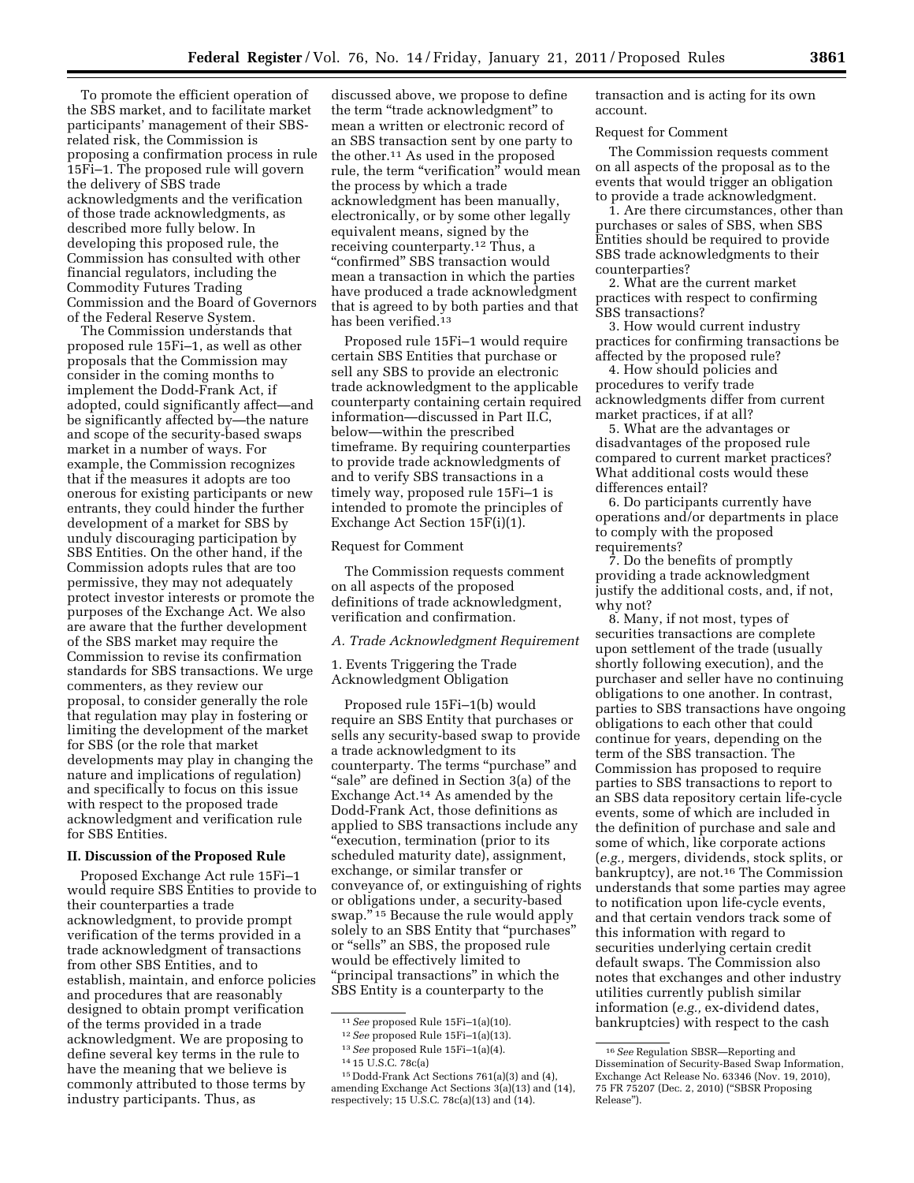To promote the efficient operation of the SBS market, and to facilitate market participants' management of their SBS-related risk, the Commission is proposing a confirmation process in rule 15Fi–1. The proposed rule will govern the delivery of SBS trade acknowledgments and the verification of those trade acknowledgments, as described more fully below. In developing this proposed rule, the Commission has consulted with other financial regulators, including the Commodity Futures Trading Commission and the Board of Governors of the Federal Reserve System.

The Commission understands that proposed rule 15Fi–1, as well as other proposals that the Commission may consider in the coming months to implement the Dodd-Frank Act, if adopted, could significantly affect—and be significantly affected by—the nature and scope of the security-based swaps market in a number of ways. For example, the Commission recognizes that if the measures it adopts are too onerous for existing participants or new entrants, they could hinder the further development of a market for SBS by unduly discouraging participation by SBS Entities. On the other hand, if the Commission adopts rules that are too permissive, they may not adequately protect investor interests or promote the purposes of the Exchange Act. We also are aware that the further development of the SBS market may require the Commission to revise its confirmation standards for SBS transactions. We urge commenters, as they review our proposal, to consider generally the role that regulation may play in fostering or limiting the development of the market for SBS (or the role that market developments may play in changing the nature and implications of regulation) and specifically to focus on this issue with respect to the proposed trade acknowledgment and verification rule for SBS Entities.

## II. Discussion of the Proposed Rule

Proposed Exchange Act rule 15Fi–1 would require SBS Entities to provide to their counterparties a trade acknowledgment, to provide prompt verification of the terms provided in a trade acknowledgment of transactions from other SBS Entities, and to establish, maintain, and enforce policies and procedures that are reasonably designed to obtain prompt verification of the terms provided in a trade acknowledgment. We are proposing to define several key terms in the rule to have the meaning that we believe is commonly attributed to those terms by industry participants. Thus, as discussed above, we propose to define the term "trade acknowledgment" to mean a written or electronic record of an SBS transaction sent by one party to the other.[11] As used in the proposed rule, the term "verification" would mean the process by which a trade acknowledgment has been manually, electronically, or by some other legally equivalent means, signed by the receiving counterparty.[12] Thus, a "confirmed" SBS transaction would mean a transaction in which the parties have produced a trade acknowledgment that is agreed to by both parties and that has been verified.[13]

Proposed rule 15Fi–1 would require certain SBS Entities that purchase or sell any SBS to provide an electronic trade acknowledgment to the applicable counterparty containing certain required information—discussed in Part II.C, below—within the prescribed timeframe. By requiring counterparties to provide trade acknowledgments of and to verify SBS transactions in a timely way, proposed rule 15Fi–1 is intended to promote the principles of Exchange Act Section 15F(i)(1).

Request for Comment

The Commission requests comment on all aspects of the proposed definitions of trade acknowledgment, verification and confirmation.

### A. Trade Acknowledgment Requirement

1. Events Triggering the Trade Acknowledgment Obligation

Proposed rule 15Fi–1(b) would require an SBS Entity that purchases or sells any security-based swap to provide a trade acknowledgment to its counterparty. The terms "purchase" and "sale" are defined in Section 3(a) of the Exchange Act.[14] As amended by the Dodd-Frank Act, those definitions as applied to SBS transactions include any "execution, termination (prior to its scheduled maturity date), assignment, exchange, or similar transfer or conveyance of, or extinguishing of rights or obligations under, a security-based swap."[15] Because the rule would apply solely to an SBS Entity that "purchases" or "sells" an SBS, the proposed rule would be effectively limited to "principal transactions" in which the SBS Entity is a counterparty to the transaction and is acting for its own account.

Request for Comment

The Commission requests comment on all aspects of the proposal as to the events that would trigger an obligation to provide a trade acknowledgment.

1. Are there circumstances, other than purchases or sales of SBS, when SBS Entities should be required to provide SBS trade acknowledgments to their counterparties?

2. What are the current market practices with respect to confirming SBS transactions?

3. How would current industry practices for confirming transactions be affected by the proposed rule?

4. How should policies and procedures to verify trade acknowledgments differ from current market practices, if at all?

5. What are the advantages or disadvantages of the proposed rule compared to current market practices? What additional costs would these differences entail?

6. Do participants currently have operations and/or departments in place to comply with the proposed requirements?

7. Do the benefits of promptly providing a trade acknowledgment justify the additional costs, and, if not, why not?

8. Many, if not most, types of securities transactions are complete upon settlement of the trade (usually shortly following execution), and the purchaser and seller have no continuing obligations to one another. In contrast, parties to SBS transactions have ongoing obligations to each other that could continue for years, depending on the term of the SBS transaction. The Commission has proposed to require parties to SBS transactions to report to an SBS data repository certain life-cycle events, some of which are included in the definition of purchase and sale and some of which, like corporate actions (*e.g.,* mergers, dividends, stock splits, or bankruptcy), are not.[16] The Commission understands that some parties may agree to notification upon life-cycle events, and that certain vendors track some of this information with regard to securities underlying certain credit default swaps. The Commission also notes that exchanges and other industry utilities currently publish similar information (*e.g.,* ex-dividend dates, bankruptcies) with respect to the cash

---

[11] *See* proposed Rule 15Fi–1(a)(10).

[12] *See* proposed Rule 15Fi–1(a)(13).

[13] *See* proposed Rule 15Fi–1(a)(4).

[14] 15 U.S.C. 78c(a)

[15] Dodd-Frank Act Sections 761(a)(3) and (4), amending Exchange Act Sections 3(a)(13) and (14), respectively; 15 U.S.C. 78c(a)(13) and (14).

[16] *See* Regulation SBSR—Reporting and Dissemination of Security-Based Swap Information, Exchange Act Release No. 63346 (Nov. 19, 2010), 75 FR 75207 (Dec. 2, 2010) ("SBSR Proposing Release").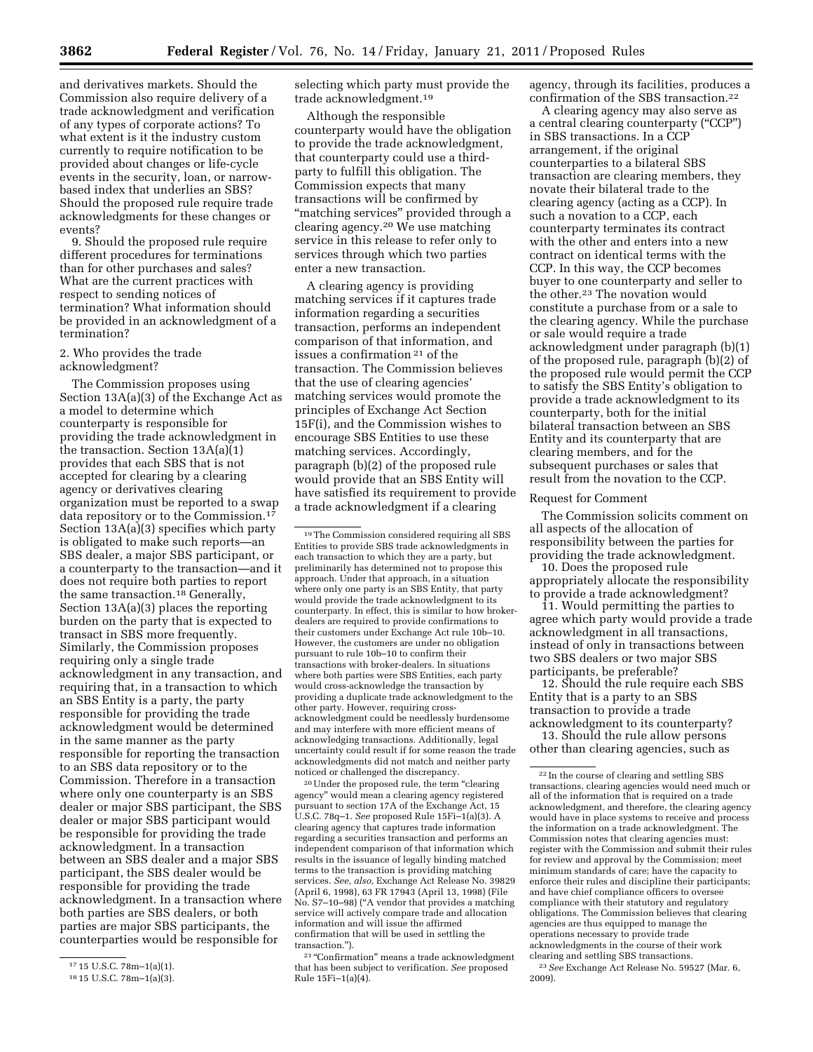and derivatives markets. Should the Commission also require delivery of a trade acknowledgment and verification of any types of corporate actions? To what extent is it the industry custom currently to require notification to be provided about changes or life-cycle events in the security, loan, or narrow-based index that underlies an SBS? Should the proposed rule require trade acknowledgments for these changes or events?

9. Should the proposed rule require different procedures for terminations than for other purchases and sales? What are the current practices with respect to sending notices of termination? What information should be provided in an acknowledgment of a termination?

2. Who provides the trade acknowledgment?

The Commission proposes using Section 13A(a)(3) of the Exchange Act as a model to determine which counterparty is responsible for providing the trade acknowledgment in the transaction. Section 13A(a)(1) provides that each SBS that is not accepted for clearing by a clearing agency or derivatives clearing organization must be reported to a swap data repository or to the Commission.[17] Section 13A(a)(3) specifies which party is obligated to make such reports—an SBS dealer, a major SBS participant, or a counterparty to the transaction—and it does not require both parties to report the same transaction.[18] Generally, Section 13A(a)(3) places the reporting burden on the party that is expected to transact in SBS more frequently. Similarly, the Commission proposes requiring only a single trade acknowledgment in any transaction, and requiring that, in a transaction to which an SBS Entity is a party, the party responsible for providing the trade acknowledgment would be determined in the same manner as the party responsible for reporting the transaction to an SBS data repository or to the Commission. Therefore in a transaction where only one counterparty is an SBS dealer or major SBS participant, the SBS dealer or major SBS participant would be responsible for providing the trade acknowledgment. In a transaction between an SBS dealer and a major SBS participant, the SBS dealer would be responsible for providing the trade acknowledgment. In a transaction where both parties are SBS dealers, or both parties are major SBS participants, the counterparties would be responsible for selecting which party must provide the trade acknowledgment.[19]

Although the responsible counterparty would have the obligation to provide the trade acknowledgment, that counterparty could use a third-party to fulfill this obligation. The Commission expects that many transactions will be confirmed by "matching services" provided through a clearing agency.[20] We use matching service in this release to refer only to services through which two parties enter a new transaction.

A clearing agency is providing matching services if it captures trade information regarding a securities transaction, performs an independent comparison of that information, and issues a confirmation[21] of the transaction. The Commission believes that the use of clearing agencies' matching services would promote the principles of Exchange Act Section 15F(i), and the Commission wishes to encourage SBS Entities to use these matching services. Accordingly, paragraph (b)(2) of the proposed rule would provide that an SBS Entity will have satisfied its requirement to provide a trade acknowledgment if a clearing agency, through its facilities, produces a confirmation of the SBS transaction.[22]

A clearing agency may also serve as a central clearing counterparty ("CCP") in SBS transactions. In a CCP arrangement, if the original counterparties to a bilateral SBS transaction are clearing members, they novate their bilateral trade to the clearing agency (acting as a CCP). In such a novation to a CCP, each counterparty terminates its contract with the other and enters into a new contract on identical terms with the CCP. In this way, the CCP becomes buyer to one counterparty and seller to the other.[23] The novation would constitute a purchase from or a sale to the clearing agency. While the purchase or sale would require a trade acknowledgment under paragraph (b)(1) of the proposed rule, paragraph (b)(2) of the proposed rule would permit the CCP to satisfy the SBS Entity's obligation to provide a trade acknowledgment to its counterparty, both for the initial bilateral transaction between an SBS Entity and its counterparty that are clearing members, and for the subsequent purchases or sales that result from the novation to the CCP.

Request for Comment

The Commission solicits comment on all aspects of the allocation of responsibility between the parties for providing the trade acknowledgment.

10. Does the proposed rule appropriately allocate the responsibility to provide a trade acknowledgment?

11. Would permitting the parties to agree which party would provide a trade acknowledgment in all transactions, instead of only in transactions between two SBS dealers or two major SBS participants, be preferable?

12. Should the rule require each SBS Entity that is a party to an SBS transaction to provide a trade acknowledgment to its counterparty?

13. Should the rule allow persons other than clearing agencies, such as

---

[17] 15 U.S.C. 78m–1(a)(1).

[18] 15 U.S.C. 78m–1(a)(3).

[19] The Commission considered requiring all SBS Entities to provide SBS trade acknowledgments in each transaction to which they are a party, but preliminarily has determined not to propose this approach. Under that approach, in a situation where only one party is an SBS Entity, that party would provide the trade acknowledgment to its counterparty. In effect, this is similar to how broker-dealers are required to provide confirmations to their customers under Exchange Act rule 10b–10. However, the customers are under no obligation pursuant to rule 10b–10 to confirm their transactions with broker-dealers. In situations where both parties were SBS Entities, each party would cross-acknowledge the transaction by providing a duplicate trade acknowledgment to the other party. However, requiring cross-acknowledgment could be needlessly burdensome and may interfere with more efficient means of acknowledging transactions. Additionally, legal uncertainty could result if for some reason the trade acknowledgments did not match and neither party noticed or challenged the discrepancy.

[20] Under the proposed rule, the term "clearing agency" would mean a clearing agency registered pursuant to section 17A of the Exchange Act, 15 U.S.C. 78q–1. *See* proposed Rule 15Fi–1(a)(3). A clearing agency that captures trade information regarding a securities transaction and performs an independent comparison of that information which results in the issuance of legally binding matched terms to the transaction is providing matching services. *See, also,* Exchange Act Release No. 39829 (April 6, 1998), 63 FR 17943 (April 13, 1998) (File No. S7–10–98) ("A vendor that provides a matching service will actively compare trade and allocation information and will issue the affirmed confirmation that will be used in settling the transaction.").

[21] "Confirmation" means a trade acknowledgment that has been subject to verification. *See* proposed Rule 15Fi–1(a)(4).

[22] In the course of clearing and settling SBS transactions, clearing agencies would need much or all of the information that is required on a trade acknowledgment, and therefore, the clearing agency would have in place systems to receive and process the information on a trade acknowledgment. The Commission notes that clearing agencies must: register with the Commission and submit their rules for review and approval by the Commission; meet minimum standards of care; have the capacity to enforce their rules and discipline their participants; and have chief compliance officers to oversee compliance with their statutory and regulatory obligations. The Commission believes that clearing agencies are thus equipped to manage the operations necessary to provide trade acknowledgments in the course of their work clearing and settling SBS transactions.

[23] *See* Exchange Act Release No. 59527 (Mar. 6, 2009).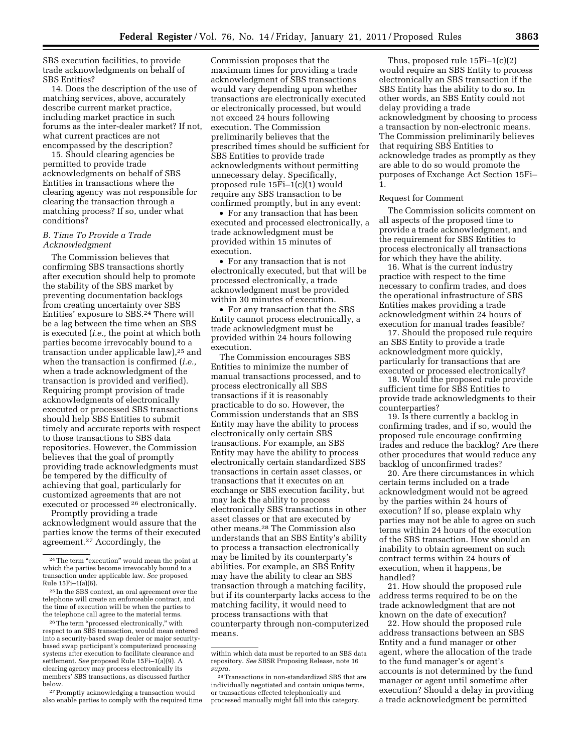SBS execution facilities, to provide trade acknowledgments on behalf of SBS Entities?

14. Does the description of the use of matching services, above, accurately describe current market practice, including market practice in such forums as the inter-dealer market? If not, what current practices are not encompassed by the description?

15. Should clearing agencies be permitted to provide trade acknowledgments on behalf of SBS Entities in transactions where the clearing agency was not responsible for clearing the transaction through a matching process? If so, under what conditions?

### B. Time To Provide a Trade Acknowledgment

The Commission believes that confirming SBS transactions shortly after execution should help to promote the stability of the SBS market by preventing documentation backlogs from creating uncertainty over SBS Entities' exposure to SBS.[24] There will be a lag between the time when an SBS is executed (*i.e.,* the point at which both parties become irrevocably bound to a transaction under applicable law),[25] and when the transaction is confirmed (*i.e.,* when a trade acknowledgment of the transaction is provided and verified). Requiring prompt provision of trade acknowledgments of electronically executed or processed SBS transactions should help SBS Entities to submit timely and accurate reports with respect to those transactions to SBS data repositories. However, the Commission believes that the goal of promptly providing trade acknowledgments must be tempered by the difficulty of achieving that goal, particularly for customized agreements that are not executed or processed[26] electronically.

Promptly providing a trade acknowledgment would assure that the parties know the terms of their executed agreement.[27] Accordingly, the Commission proposes that the maximum times for providing a trade acknowledgment of SBS transactions would vary depending upon whether transactions are electronically executed or electronically processed, but would not exceed 24 hours following execution. The Commission preliminarily believes that the prescribed times should be sufficient for SBS Entities to provide trade acknowledgments without permitting unnecessary delay. Specifically, proposed rule 15Fi–1(c)(1) would require any SBS transaction to be confirmed promptly, but in any event:

- For any transaction that has been executed and processed electronically, a trade acknowledgment must be provided within 15 minutes of execution.
- For any transaction that is not electronically executed, but that will be processed electronically, a trade acknowledgment must be provided within 30 minutes of execution.
- For any transaction that the SBS Entity cannot process electronically, a trade acknowledgment must be provided within 24 hours following execution.

The Commission encourages SBS Entities to minimize the number of manual transactions processed, and to process electronically all SBS transactions if it is reasonably practicable to do so. However, the Commission understands that an SBS Entity may have the ability to process electronically only certain SBS transactions. For example, an SBS Entity may have the ability to process electronically certain standardized SBS transactions in certain asset classes, or transactions that it executes on an exchange or SBS execution facility, but may lack the ability to process electronically SBS transactions in other asset classes or that are executed by other means.[28] The Commission also understands that an SBS Entity's ability to process a transaction electronically may be limited by its counterparty's abilities. For example, an SBS Entity may have the ability to clear an SBS transaction through a matching facility, but if its counterparty lacks access to the matching facility, it would need to process transactions with that counterparty through non-computerized means.

Thus, proposed rule 15Fi–1(c)(2) would require an SBS Entity to process electronically an SBS transaction if the SBS Entity has the ability to do so. In other words, an SBS Entity could not delay providing a trade acknowledgment by choosing to process a transaction by non-electronic means. The Commission preliminarily believes that requiring SBS Entities to acknowledge trades as promptly as they are able to do so would promote the purposes of Exchange Act Section 15Fi–1.

Request for Comment

The Commission solicits comment on all aspects of the proposed time to provide a trade acknowledgment, and the requirement for SBS Entities to process electronically all transactions for which they have the ability.

16. What is the current industry practice with respect to the time necessary to confirm trades, and does the operational infrastructure of SBS Entities makes providing a trade acknowledgment within 24 hours of execution for manual trades feasible?

17. Should the proposed rule require an SBS Entity to provide a trade acknowledgment more quickly, particularly for transactions that are executed or processed electronically?

18. Would the proposed rule provide sufficient time for SBS Entities to provide trade acknowledgments to their counterparties?

19. Is there currently a backlog in confirming trades, and if so, would the proposed rule encourage confirming trades and reduce the backlog? Are there other procedures that would reduce any backlog of unconfirmed trades?

20. Are there circumstances in which certain terms included on a trade acknowledgment would not be agreed by the parties within 24 hours of execution? If so, please explain why parties may not be able to agree on such terms within 24 hours of the execution of the SBS transaction. How should an inability to obtain agreement on such contract terms within 24 hours of execution, when it happens, be handled?

21. How should the proposed rule address terms required to be on the trade acknowledgment that are not known on the date of execution?

22. How should the proposed rule address transactions between an SBS Entity and a fund manager or other agent, where the allocation of the trade to the fund manager's or agent's accounts is not determined by the fund manager or agent until sometime after execution? Should a delay in providing a trade acknowledgment be permitted

---

[24] The term "execution" would mean the point at which the parties become irrevocably bound to a transaction under applicable law. *See* proposed Rule 15Fi–1(a)(6).

[25] In the SBS context, an oral agreement over the telephone will create an enforceable contract, and the time of execution will be when the parties to the telephone call agree to the material terms.

[26] The term "processed electronically," with respect to an SBS transaction, would mean entered into a security-based swap dealer or major security-based swap participant's computerized processing systems after execution to facilitate clearance and settlement. *See* proposed Rule 15Fi–1(a)(9). A clearing agency may process electronically its members' SBS transactions, as discussed further below.

[27] Promptly acknowledging a transaction would also enable parties to comply with the required time within which data must be reported to an SBS data repository. *See* SBSR Proposing Release, note 16 *supra.*

[28] Transactions in non-standardized SBS that are individually negotiated and contain unique terms, or transactions effected telephonically and processed manually might fall into this category.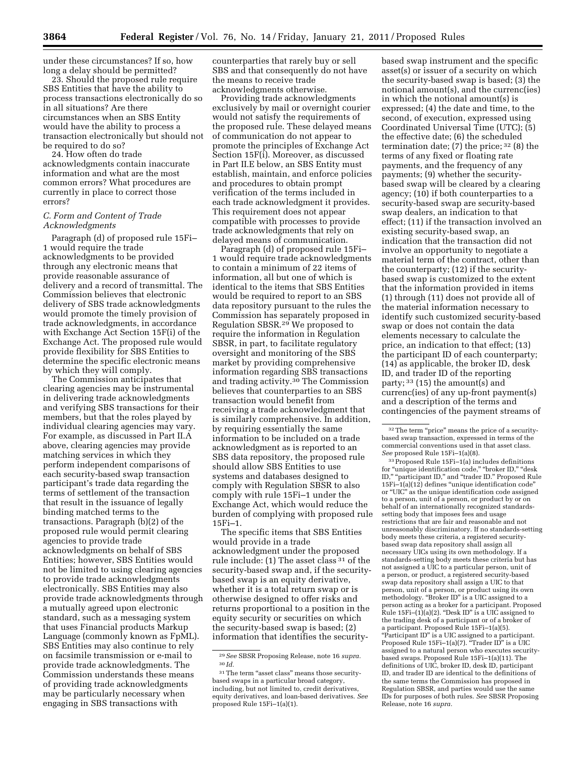under these circumstances? If so, how long a delay should be permitted?

23. Should the proposed rule require SBS Entities that have the ability to process transactions electronically do so in all situations? Are there circumstances when an SBS Entity would have the ability to process a transaction electronically but should not be required to do so?

24. How often do trade acknowledgments contain inaccurate information and what are the most common errors? What procedures are currently in place to correct those errors?

### C. Form and Content of Trade Acknowledgments

Paragraph (d) of proposed rule 15Fi–1 would require the trade acknowledgments to be provided through any electronic means that provide reasonable assurance of delivery and a record of transmittal. The Commission believes that electronic delivery of SBS trade acknowledgments would promote the timely provision of trade acknowledgments, in accordance with Exchange Act Section 15F(i) of the Exchange Act. The proposed rule would provide flexibility for SBS Entities to determine the specific electronic means by which they will comply.

The Commission anticipates that clearing agencies may be instrumental in delivering trade acknowledgments and verifying SBS transactions for their members, but that the roles played by individual clearing agencies may vary. For example, as discussed in Part II.A above, clearing agencies may provide matching services in which they perform independent comparisons of each security-based swap transaction participant's trade data regarding the terms of settlement of the transaction that result in the issuance of legally binding matched terms to the transactions. Paragraph (b)(2) of the proposed rule would permit clearing agencies to provide trade acknowledgments on behalf of SBS Entities; however, SBS Entities would not be limited to using clearing agencies to provide trade acknowledgments electronically. SBS Entities may also provide trade acknowledgments through a mutually agreed upon electronic standard, such as a messaging system that uses Financial products Markup Language (commonly known as FpML). SBS Entities may also continue to rely on facsimile transmission or e-mail to provide trade acknowledgments. The Commission understands these means of providing trade acknowledgments may be particularly necessary when engaging in SBS transactions with counterparties that rarely buy or sell SBS and that consequently do not have the means to receive trade acknowledgments otherwise.

Providing trade acknowledgments exclusively by mail or overnight courier would not satisfy the requirements of the proposed rule. These delayed means of communication do not appear to promote the principles of Exchange Act Section 15F(i). Moreover, as discussed in Part II.E below, an SBS Entity must establish, maintain, and enforce policies and procedures to obtain prompt verification of the terms included in each trade acknowledgment it provides. This requirement does not appear compatible with processes to provide trade acknowledgments that rely on delayed means of communication.

Paragraph (d) of proposed rule 15Fi–1 would require trade acknowledgments to contain a minimum of 22 items of information, all but one of which is identical to the items that SBS Entities would be required to report to an SBS data repository pursuant to the rules the Commission has separately proposed in Regulation SBSR.[29] We proposed to require the information in Regulation SBSR, in part, to facilitate regulatory oversight and monitoring of the SBS market by providing comprehensive information regarding SBS transactions and trading activity.[30] The Commission believes that counterparties to an SBS transaction would benefit from receiving a trade acknowledgment that is similarly comprehensive. In addition, by requiring essentially the same information to be included on a trade acknowledgment as is reported to an SBS data repository, the proposed rule should allow SBS Entities to use systems and databases designed to comply with Regulation SBSR to also comply with rule 15Fi–1 under the Exchange Act, which would reduce the burden of complying with proposed rule 15Fi–1.

The specific items that SBS Entities would provide in a trade acknowledgment under the proposed rule include: (1) The asset class[31] of the security-based swap and, if the security-based swap is an equity derivative, whether it is a total return swap or is otherwise designed to offer risks and returns proportional to a position in the equity security or securities on which the security-based swap is based; (2) information that identifies the security-based swap instrument and the specific asset(s) or issuer of a security on which the security-based swap is based; (3) the notional amount(s), and the currenc(ies) in which the notional amount(s) is expressed; (4) the date and time, to the second, of execution, expressed using Coordinated Universal Time (UTC); (5) the effective date; (6) the scheduled termination date; (7) the price;[32] (8) the terms of any fixed or floating rate payments, and the frequency of any payments; (9) whether the security-based swap will be cleared by a clearing agency; (10) if both counterparties to a security-based swap are security-based swap dealers, an indication to that effect; (11) if the transaction involved an existing security-based swap, an indication that the transaction did not involve an opportunity to negotiate a material term of the contract, other than the counterparty; (12) if the security-based swap is customized to the extent that the information provided in items (1) through (11) does not provide all of the material information necessary to identify such customized security-based swap or does not contain the data elements necessary to calculate the price, an indication to that effect; (13) the participant ID of each counterparty; (14) as applicable, the broker ID, desk ID, and trader ID of the reporting party;[33] (15) the amount(s) and currenc(ies) of any up-front payment(s) and a description of the terms and contingencies of the payment streams of

---

[29] *See* SBSR Proposing Release, note 16 *supra.*

[30] *Id.*

[31] The term "asset class" means those security-based swaps in a particular broad category, including, but not limited to, credit derivatives, equity derivatives, and loan-based derivatives. *See* proposed Rule 15Fi–1(a)(1).

[32] The term "price" means the price of a security-based swap transaction, expressed in terms of the commercial conventions used in that asset class. *See* proposed Rule 15Fi–1(a)(8).

[33] Proposed Rule 15Fi–1(a) includes definitions for "unique identification code," "broker ID," "desk ID," "participant ID," and "trader ID." Proposed Rule 15Fi–1(a)(12) defines "unique identification code" or "UIC" as the unique identification code assigned to a person, unit of a person, or product by or on behalf of an internationally recognized standards-setting body that imposes fees and usage restrictions that are fair and reasonable and not unreasonably discriminatory. If no standards-setting body meets these criteria, a registered security-based swap data repository shall assign all necessary UICs using its own methodology. If a standards-setting body meets these criteria but has not assigned a UIC to a particular person, unit of a person, or product, a registered security-based swap data repository shall assign a UIC to that person, unit of a person, or product using its own methodology. "Broker ID" is a UIC assigned to a person acting as a broker for a participant. Proposed Rule 15Fi–(1)(a)(2). "Desk ID" is a UIC assigned to the trading desk of a participant or of a broker of a participant. Proposed Rule 15Fi–1(a)(5). "Participant ID" is a UIC assigned to a participant. Proposed Rule 15Fi–1(a)(7). "Trader ID" is a UIC assigned to a natural person who executes security-based swaps. Proposed Rule 15Fi–1(a)(11). The definitions of UIC, broker ID, desk ID, participant ID, and trader ID are identical to the definitions of the same terms the Commission has proposed in Regulation SBSR, and parties would use the same IDs for purposes of both rules. *See* SBSR Proposing Release, note 16 *supra.*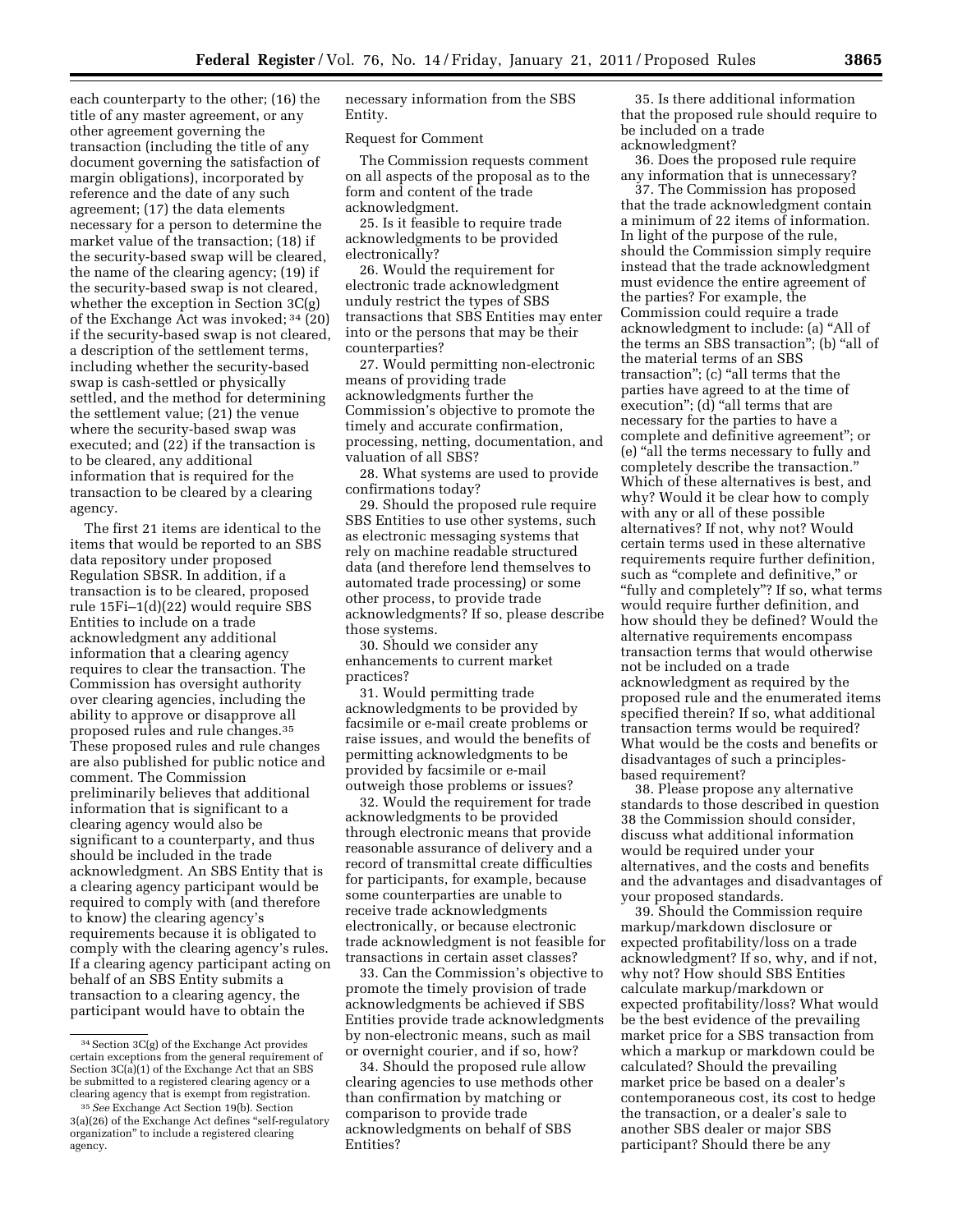each counterparty to the other; (16) the title of any master agreement, or any other agreement governing the transaction (including the title of any document governing the satisfaction of margin obligations), incorporated by reference and the date of any such agreement; (17) the data elements necessary for a person to determine the market value of the transaction; (18) if the security-based swap will be cleared, the name of the clearing agency; (19) if the security-based swap is not cleared, whether the exception in Section 3C(g) of the Exchange Act was invoked; [34] (20) if the security-based swap is not cleared, a description of the settlement terms, including whether the security-based swap is cash-settled or physically settled, and the method for determining the settlement value; (21) the venue where the security-based swap was executed; and (22) if the transaction is to be cleared, any additional information that is required for the transaction to be cleared by a clearing agency.

The first 21 items are identical to the items that would be reported to an SBS data repository under proposed Regulation SBSR. In addition, if a transaction is to be cleared, proposed rule 15Fi–1(d)(22) would require SBS Entities to include on a trade acknowledgment any additional information that a clearing agency requires to clear the transaction. The Commission has oversight authority over clearing agencies, including the ability to approve or disapprove all proposed rules and rule changes.[35] These proposed rules and rule changes are also published for public notice and comment. The Commission preliminarily believes that additional information that is significant to a clearing agency would also be significant to a counterparty, and thus should be included in the trade acknowledgment. An SBS Entity that is a clearing agency participant would be required to comply with (and therefore to know) the clearing agency's requirements because it is obligated to comply with the clearing agency's rules. If a clearing agency participant acting on behalf of an SBS Entity submits a transaction to a clearing agency, the participant would have to obtain the necessary information from the SBS Entity.

Request for Comment

The Commission requests comment on all aspects of the proposal as to the form and content of the trade acknowledgment.

25. Is it feasible to require trade acknowledgments to be provided electronically?

26. Would the requirement for electronic trade acknowledgment unduly restrict the types of SBS transactions that SBS Entities may enter into or the persons that may be their counterparties?

27. Would permitting non-electronic means of providing trade acknowledgments further the Commission's objective to promote the timely and accurate confirmation, processing, netting, documentation, and valuation of all SBS?

28. What systems are used to provide confirmations today?

29. Should the proposed rule require SBS Entities to use other systems, such as electronic messaging systems that rely on machine readable structured data (and therefore lend themselves to automated trade processing) or some other process, to provide trade acknowledgments? If so, please describe those systems.

30. Should we consider any enhancements to current market practices?

31. Would permitting trade acknowledgments to be provided by facsimile or e-mail create problems or raise issues, and would the benefits of permitting acknowledgments to be provided by facsimile or e-mail outweigh those problems or issues?

32. Would the requirement for trade acknowledgments to be provided through electronic means that provide reasonable assurance of delivery and a record of transmittal create difficulties for participants, for example, because some counterparties are unable to receive trade acknowledgments electronically, or because electronic trade acknowledgment is not feasible for transactions in certain asset classes?

33. Can the Commission's objective to promote the timely provision of trade acknowledgments be achieved if SBS Entities provide trade acknowledgments by non-electronic means, such as mail or overnight courier, and if so, how?

34. Should the proposed rule allow clearing agencies to use methods other than confirmation by matching or comparison to provide trade acknowledgments on behalf of SBS Entities?

35. Is there additional information that the proposed rule should require to be included on a trade acknowledgment?

36. Does the proposed rule require any information that is unnecessary?

37. The Commission has proposed that the trade acknowledgment contain a minimum of 22 items of information. In light of the purpose of the rule, should the Commission simply require instead that the trade acknowledgment must evidence the entire agreement of the parties? For example, the Commission could require a trade acknowledgment to include: (a) "All of the terms an SBS transaction"; (b) "all of the material terms of an SBS transaction"; (c) "all terms that the parties have agreed to at the time of execution"; (d) "all terms that are necessary for the parties to have a complete and definitive agreement"; or (e) "all the terms necessary to fully and completely describe the transaction." Which of these alternatives is best, and why? Would it be clear how to comply with any or all of these possible alternatives? If not, why not? Would certain terms used in these alternative requirements require further definition, such as "complete and definitive," or "fully and completely"? If so, what terms would require further definition, and how should they be defined? Would the alternative requirements encompass transaction terms that would otherwise not be included on a trade acknowledgment as required by the proposed rule and the enumerated items specified therein? If so, what additional transaction terms would be required? What would be the costs and benefits or disadvantages of such a principles-based requirement?

38. Please propose any alternative standards to those described in question 38 the Commission should consider, discuss what additional information would be required under your alternatives, and the costs and benefits and the advantages and disadvantages of your proposed standards.

39. Should the Commission require markup/markdown disclosure or expected profitability/loss on a trade acknowledgment? If so, why, and if not, why not? How should SBS Entities calculate markup/markdown or expected profitability/loss? What would be the best evidence of the prevailing market price for a SBS transaction from which a markup or markdown could be calculated? Should the prevailing market price be based on a dealer's contemporaneous cost, its cost to hedge the transaction, or a dealer's sale to another SBS dealer or major SBS participant? Should there be any

---

[34] Section 3C(g) of the Exchange Act provides certain exceptions from the general requirement of Section 3C(a)(1) of the Exchange Act that an SBS be submitted to a registered clearing agency or a clearing agency that is exempt from registration.

[35] *See* Exchange Act Section 19(b). Section 3(a)(26) of the Exchange Act defines "self-regulatory organization" to include a registered clearing agency.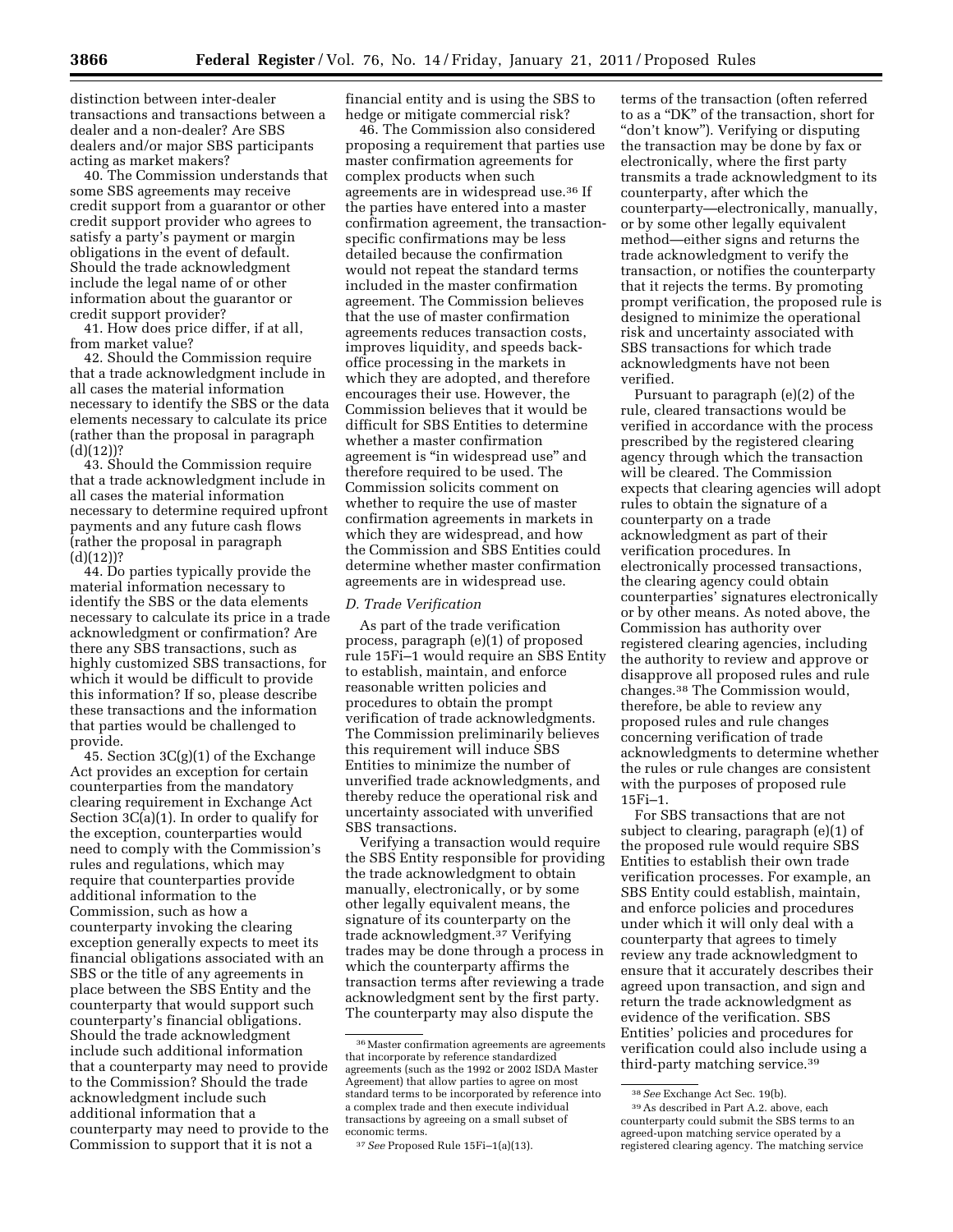distinction between inter-dealer transactions and transactions between a dealer and a non-dealer? Are SBS dealers and/or major SBS participants acting as market makers?

40. The Commission understands that some SBS agreements may receive credit support from a guarantor or other credit support provider who agrees to satisfy a party's payment or margin obligations in the event of default. Should the trade acknowledgment include the legal name of or other information about the guarantor or credit support provider?

41. How does price differ, if at all, from market value?

42. Should the Commission require that a trade acknowledgment include in all cases the material information necessary to identify the SBS or the data elements necessary to calculate its price (rather than the proposal in paragraph (d)(12))?

43. Should the Commission require that a trade acknowledgment include in all cases the material information necessary to determine required upfront payments and any future cash flows (rather the proposal in paragraph (d)(12))?

44. Do parties typically provide the material information necessary to identify the SBS or the data elements necessary to calculate its price in a trade acknowledgment or confirmation? Are there any SBS transactions, such as highly customized SBS transactions, for which it would be difficult to provide this information? If so, please describe these transactions and the information that parties would be challenged to provide.

45. Section 3C(g)(1) of the Exchange Act provides an exception for certain counterparties from the mandatory clearing requirement in Exchange Act Section 3C(a)(1). In order to qualify for the exception, counterparties would need to comply with the Commission's rules and regulations, which may require that counterparties provide additional information to the Commission, such as how a counterparty invoking the clearing exception generally expects to meet its financial obligations associated with an SBS or the title of any agreements in place between the SBS Entity and the counterparty that would support such counterparty's financial obligations. Should the trade acknowledgment include such additional information that a counterparty may need to provide to the Commission? Should the trade acknowledgment include such additional information that a counterparty may need to provide to the Commission to support that it is not a financial entity and is using the SBS to hedge or mitigate commercial risk?

46. The Commission also considered proposing a requirement that parties use master confirmation agreements for complex products when such agreements are in widespread use.[36] If the parties have entered into a master confirmation agreement, the transaction-specific confirmations may be less detailed because the confirmation would not repeat the standard terms included in the master confirmation agreement. The Commission believes that the use of master confirmation agreements reduces transaction costs, improves liquidity, and speeds back-office processing in the markets in which they are adopted, and therefore encourages their use. However, the Commission believes that it would be difficult for SBS Entities to determine whether a master confirmation agreement is "in widespread use" and therefore required to be used. The Commission solicits comment on whether to require the use of master confirmation agreements in markets in which they are widespread, and how the Commission and SBS Entities could determine whether master confirmation agreements are in widespread use.

### *D. Trade Verification*

As part of the trade verification process, paragraph (e)(1) of proposed rule 15Fi–1 would require an SBS Entity to establish, maintain, and enforce reasonable written policies and procedures to obtain the prompt verification of trade acknowledgments. The Commission preliminarily believes this requirement will induce SBS Entities to minimize the number of unverified trade acknowledgments, and thereby reduce the operational risk and uncertainty associated with unverified SBS transactions.

Verifying a transaction would require the SBS Entity responsible for providing the trade acknowledgment to obtain manually, electronically, or by some other legally equivalent means, the signature of its counterparty on the trade acknowledgment.[37] Verifying trades may be done through a process in which the counterparty affirms the transaction terms after reviewing a trade acknowledgment sent by the first party. The counterparty may also dispute the terms of the transaction (often referred to as a "DK" of the transaction, short for "don't know"). Verifying or disputing the transaction may be done by fax or electronically, where the first party transmits a trade acknowledgment to its counterparty, after which the counterparty—electronically, manually, or by some other legally equivalent method—either signs and returns the trade acknowledgment to verify the transaction, or notifies the counterparty that it rejects the terms. By promoting prompt verification, the proposed rule is designed to minimize the operational risk and uncertainty associated with SBS transactions for which trade acknowledgments have not been verified.

Pursuant to paragraph (e)(2) of the rule, cleared transactions would be verified in accordance with the process prescribed by the registered clearing agency through which the transaction will be cleared. The Commission expects that clearing agencies will adopt rules to obtain the signature of a counterparty on a trade acknowledgment as part of their verification procedures. In electronically processed transactions, the clearing agency could obtain counterparties' signatures electronically or by other means. As noted above, the Commission has authority over registered clearing agencies, including the authority to review and approve or disapprove all proposed rules and rule changes.[38] The Commission would, therefore, be able to review any proposed rules and rule changes concerning verification of trade acknowledgments to determine whether the rules or rule changes are consistent with the purposes of proposed rule 15Fi–1.

For SBS transactions that are not subject to clearing, paragraph (e)(1) of the proposed rule would require SBS Entities to establish their own trade verification processes. For example, an SBS Entity could establish, maintain, and enforce policies and procedures under which it will only deal with a counterparty that agrees to timely review any trade acknowledgment to ensure that it accurately describes their agreed upon transaction, and sign and return the trade acknowledgment as evidence of the verification. SBS Entities' policies and procedures for verification could also include using a third-party matching service.[39]

---

[36] Master confirmation agreements are agreements that incorporate by reference standardized agreements (such as the 1992 or 2002 ISDA Master Agreement) that allow parties to agree on most standard terms to be incorporated by reference into a complex trade and then execute individual transactions by agreeing on a small subset of economic terms.

[37] *See* Proposed Rule 15Fi–1(a)(13).

[38] *See* Exchange Act Sec. 19(b).

[39] As described in Part A.2. above, each counterparty could submit the SBS terms to an agreed-upon matching service operated by a registered clearing agency. The matching service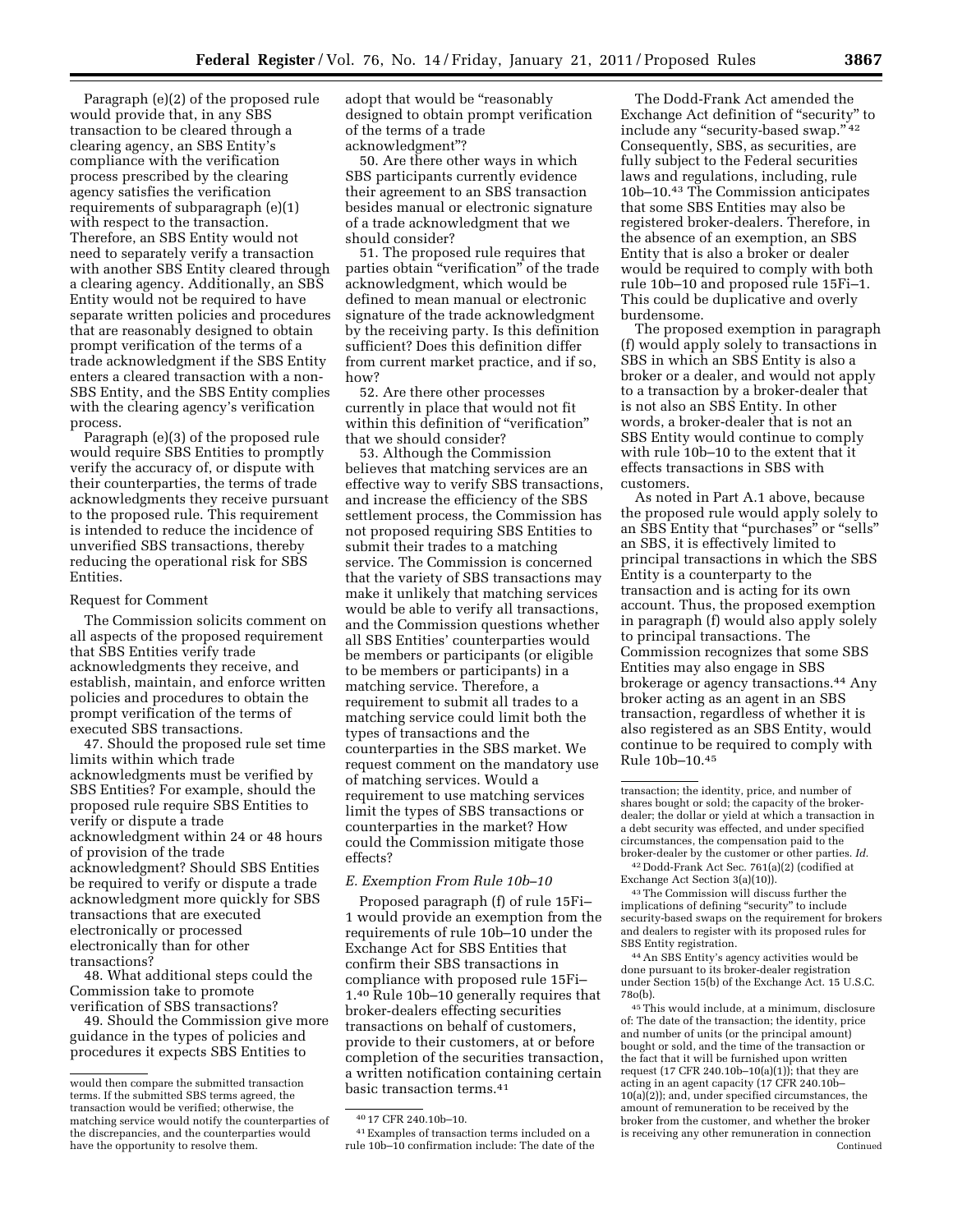Paragraph (e)(2) of the proposed rule would provide that, in any SBS transaction to be cleared through a clearing agency, an SBS Entity's compliance with the verification process prescribed by the clearing agency satisfies the verification requirements of subparagraph (e)(1) with respect to the transaction. Therefore, an SBS Entity would not need to separately verify a transaction with another SBS Entity cleared through a clearing agency. Additionally, an SBS Entity would not be required to have separate written policies and procedures that are reasonably designed to obtain prompt verification of the terms of a trade acknowledgment if the SBS Entity enters a cleared transaction with a non-SBS Entity, and the SBS Entity complies with the clearing agency's verification process.

Paragraph (e)(3) of the proposed rule would require SBS Entities to promptly verify the accuracy of, or dispute with their counterparties, the terms of trade acknowledgments they receive pursuant to the proposed rule. This requirement is intended to reduce the incidence of unverified SBS transactions, thereby reducing the operational risk for SBS Entities.

Request for Comment

The Commission solicits comment on all aspects of the proposed requirement that SBS Entities verify trade acknowledgments they receive, and establish, maintain, and enforce written policies and procedures to obtain the prompt verification of the terms of executed SBS transactions.

47. Should the proposed rule set time limits within which trade acknowledgments must be verified by SBS Entities? For example, should the proposed rule require SBS Entities to verify or dispute a trade acknowledgment within 24 or 48 hours of provision of the trade acknowledgment? Should SBS Entities be required to verify or dispute a trade acknowledgment more quickly for SBS transactions that are executed electronically or processed electronically than for other transactions?

48. What additional steps could the Commission take to promote verification of SBS transactions?

49. Should the Commission give more guidance in the types of policies and procedures it expects SBS Entities to adopt that would be "reasonably designed to obtain prompt verification of the terms of a trade acknowledgment"?

50. Are there other ways in which SBS participants currently evidence their agreement to an SBS transaction besides manual or electronic signature of a trade acknowledgment that we should consider?

51. The proposed rule requires that parties obtain "verification" of the trade acknowledgment, which would be defined to mean manual or electronic signature of the trade acknowledgment by the receiving party. Is this definition sufficient? Does this definition differ from current market practice, and if so, how?

52. Are there other processes currently in place that would not fit within this definition of "verification" that we should consider?

53. Although the Commission believes that matching services are an effective way to verify SBS transactions, and increase the efficiency of the SBS settlement process, the Commission has not proposed requiring SBS Entities to submit their trades to a matching service. The Commission is concerned that the variety of SBS transactions may make it unlikely that matching services would be able to verify all transactions, and the Commission questions whether all SBS Entities' counterparties would be members or participants (or eligible to be members or participants) in a matching service. Therefore, a requirement to submit all trades to a matching service could limit both the types of transactions and the counterparties in the SBS market. We request comment on the mandatory use of matching services. Would a requirement to use matching services limit the types of SBS transactions or counterparties in the market? How could the Commission mitigate those effects?

### *E. Exemption From Rule 10b–10*

Proposed paragraph (f) of rule 15Fi–1 would provide an exemption from the requirements of rule 10b–10 under the Exchange Act for SBS Entities that confirm their SBS transactions in compliance with proposed rule 15Fi–1.[40] Rule 10b–10 generally requires that broker-dealers effecting securities transactions on behalf of customers, provide to their customers, at or before completion of the securities transaction, a written notification containing certain basic transaction terms.[41]

The Dodd-Frank Act amended the Exchange Act definition of "security" to include any "security-based swap."[42] Consequently, SBS, as securities, are fully subject to the Federal securities laws and regulations, including, rule 10b–10.[43] The Commission anticipates that some SBS Entities may also be registered broker-dealers. Therefore, in the absence of an exemption, an SBS Entity that is also a broker or dealer would be required to comply with both rule 10b–10 and proposed rule 15Fi–1. This could be duplicative and overly burdensome.

The proposed exemption in paragraph (f) would apply solely to transactions in SBS in which an SBS Entity is also a broker or a dealer, and would not apply to a transaction by a broker-dealer that is not also an SBS Entity. In other words, a broker-dealer that is not an SBS Entity would continue to comply with rule 10b–10 to the extent that it effects transactions in SBS with customers.

As noted in Part A.1 above, because the proposed rule would apply solely to an SBS Entity that "purchases" or "sells" an SBS, it is effectively limited to principal transactions in which the SBS Entity is a counterparty to the transaction and is acting for its own account. Thus, the proposed exemption in paragraph (f) would also apply solely to principal transactions. The Commission recognizes that some SBS Entities may also engage in SBS brokerage or agency transactions.[44] Any broker acting as an agent in an SBS transaction, regardless of whether it is also registered as an SBS Entity, would continue to be required to comply with Rule 10b–10.[45]

---

would then compare the submitted transaction terms. If the submitted SBS terms agreed, the transaction would be verified; otherwise, the matching service would notify the counterparties of the discrepancies, and the counterparties would have the opportunity to resolve them.

[40] 17 CFR 240.10b–10.

[41] Examples of transaction terms included on a rule 10b–10 confirmation include: The date of the transaction; the identity, price, and number of shares bought or sold; the capacity of the broker-dealer; the dollar or yield at which a transaction in a debt security was effected, and under specified circumstances, the compensation paid to the broker-dealer by the customer or other parties. *Id.*

[42] Dodd-Frank Act Sec. 761(a)(2) (codified at Exchange Act Section 3(a)(10)).

[43] The Commission will discuss further the implications of defining "security" to include security-based swaps on the requirement for brokers and dealers to register with its proposed rules for SBS Entity registration.

[44] An SBS Entity's agency activities would be done pursuant to its broker-dealer registration under Section 15(b) of the Exchange Act. 15 U.S.C. 78o(b).

[45] This would include, at a minimum, disclosure of: The date of the transaction; the identity, price and number of units (or the principal amount) bought or sold, and the time of the transaction or the fact that it will be furnished upon written request (17 CFR 240.10b–10(a)(1)); that they are acting in an agent capacity (17 CFR 240.10b–10(a)(2)); and, under specified circumstances, the amount of remuneration to be received by the broker from the customer, and whether the broker is receiving any other remuneration in connection

Continued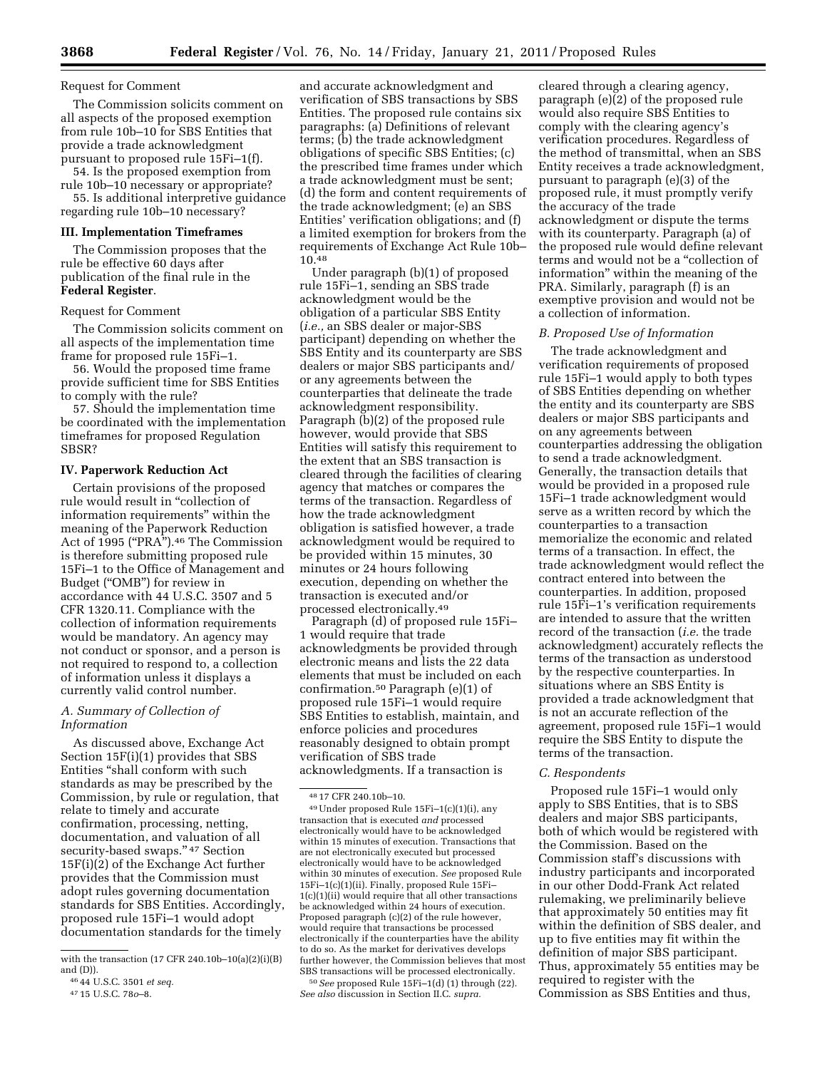Request for Comment

The Commission solicits comment on all aspects of the proposed exemption from rule 10b–10 for SBS Entities that provide a trade acknowledgment pursuant to proposed rule 15Fi–1(f).

54. Is the proposed exemption from rule 10b–10 necessary or appropriate?

55. Is additional interpretive guidance regarding rule 10b–10 necessary?

## III. Implementation Timeframes

The Commission proposes that the rule be effective 60 days after publication of the final rule in the **Federal Register**.

Request for Comment

The Commission solicits comment on all aspects of the implementation time frame for proposed rule 15Fi–1.

56. Would the proposed time frame provide sufficient time for SBS Entities to comply with the rule?

57. Should the implementation time be coordinated with the implementation timeframes for proposed Regulation SBSR?

## IV. Paperwork Reduction Act

Certain provisions of the proposed rule would result in "collection of information requirements" within the meaning of the Paperwork Reduction Act of 1995 ("PRA").[46] The Commission is therefore submitting proposed rule 15Fi–1 to the Office of Management and Budget ("OMB") for review in accordance with 44 U.S.C. 3507 and 5 CFR 1320.11. Compliance with the collection of information requirements would be mandatory. An agency may not conduct or sponsor, and a person is not required to respond to, a collection of information unless it displays a currently valid control number.

### *A. Summary of Collection of Information*

As discussed above, Exchange Act Section 15F(i)(1) provides that SBS Entities "shall conform with such standards as may be prescribed by the Commission, by rule or regulation, that relate to timely and accurate confirmation, processing, netting, documentation, and valuation of all security-based swaps." [47] Section 15F(i)(2) of the Exchange Act further provides that the Commission must adopt rules governing documentation standards for SBS Entities. Accordingly, proposed rule 15Fi–1 would adopt documentation standards for the timely and accurate acknowledgment and verification of SBS transactions by SBS Entities. The proposed rule contains six paragraphs: (a) Definitions of relevant terms; (b) the trade acknowledgment obligations of specific SBS Entities; (c) the prescribed time frames under which a trade acknowledgment must be sent; (d) the form and content requirements of the trade acknowledgment; (e) an SBS Entities' verification obligations; and (f) a limited exemption for brokers from the requirements of Exchange Act Rule 10b–10.[48]

Under paragraph (b)(1) of proposed rule 15Fi–1, sending an SBS trade acknowledgment would be the obligation of a particular SBS Entity (*i.e.*, an SBS dealer or major-SBS participant) depending on whether the SBS Entity and its counterparty are SBS dealers or major SBS participants and/or any agreements between the counterparties that delineate the trade acknowledgment responsibility. Paragraph (b)(2) of the proposed rule however, would provide that SBS Entities will satisfy this requirement to the extent that an SBS transaction is cleared through the facilities of clearing agency that matches or compares the terms of the transaction. Regardless of how the trade acknowledgment obligation is satisfied however, a trade acknowledgment would be required to be provided within 15 minutes, 30 minutes or 24 hours following execution, depending on whether the transaction is executed and/or processed electronically.[49]

Paragraph (d) of proposed rule 15Fi–1 would require that trade acknowledgments be provided through electronic means and lists the 22 data elements that must be included on each confirmation.[50] Paragraph (e)(1) of proposed rule 15Fi–1 would require SBS Entities to establish, maintain, and enforce policies and procedures reasonably designed to obtain prompt verification of SBS trade acknowledgments. If a transaction is cleared through a clearing agency, paragraph (e)(2) of the proposed rule would also require SBS Entities to comply with the clearing agency's verification procedures. Regardless of the method of transmittal, when an SBS Entity receives a trade acknowledgment, pursuant to paragraph (e)(3) of the proposed rule, it must promptly verify the accuracy of the trade acknowledgment or dispute the terms with its counterparty. Paragraph (a) of the proposed rule would define relevant terms and would not be a "collection of information" within the meaning of the PRA. Similarly, paragraph (f) is an exemptive provision and would not be a collection of information.

### *B. Proposed Use of Information*

The trade acknowledgment and verification requirements of proposed rule 15Fi–1 would apply to both types of SBS Entities depending on whether the entity and its counterparty are SBS dealers or major SBS participants and on any agreements between counterparties addressing the obligation to send a trade acknowledgment. Generally, the transaction details that would be provided in a proposed rule 15Fi–1 trade acknowledgment would serve as a written record by which the counterparties to a transaction memorialize the economic and related terms of a transaction. In effect, the trade acknowledgment would reflect the contract entered into between the counterparties. In addition, proposed rule 15Fi–1's verification requirements are intended to assure that the written record of the transaction (*i.e.* the trade acknowledgment) accurately reflects the terms of the transaction as understood by the respective counterparties. In situations where an SBS Entity is provided a trade acknowledgment that is not an accurate reflection of the agreement, proposed rule 15Fi–1 would require the SBS Entity to dispute the terms of the transaction.

### *C. Respondents*

Proposed rule 15Fi–1 would only apply to SBS Entities, that is to SBS dealers and major SBS participants, both of which would be registered with the Commission. Based on the Commission staff's discussions with industry participants and incorporated in our other Dodd-Frank Act related rulemaking, we preliminarily believe that approximately 50 entities may fit within the definition of SBS dealer, and up to five entities may fit within the definition of major SBS participant. Thus, approximately 55 entities may be required to register with the Commission as SBS Entities and thus,

---

with the transaction (17 CFR 240.10b–10(a)(2)(i)(B) and (D)).

[46] 44 U.S.C. 3501 *et seq.*

[47] 15 U.S.C. 78*o*–8.

[48] 17 CFR 240.10b–10.

[49] Under proposed Rule 15Fi–1(c)(1)(i), any transaction that is executed *and* processed electronically would have to be acknowledged within 15 minutes of execution. Transactions that are not electronically executed but processed electronically would have to be acknowledged within 30 minutes of execution. *See* proposed Rule 15Fi–1(c)(1)(ii). Finally, proposed Rule 15Fi–1(c)(1)(ii) would require that all other transactions be acknowledged within 24 hours of execution. Proposed paragraph (c)(2) of the rule however, would require that transactions be processed electronically if the counterparties have the ability to do so. As the market for derivatives develops further however, the Commission believes that most SBS transactions will be processed electronically.

[50] *See* proposed Rule 15Fi–1(d) (1) through (22). *See also* discussion in Section II.C. *supra.*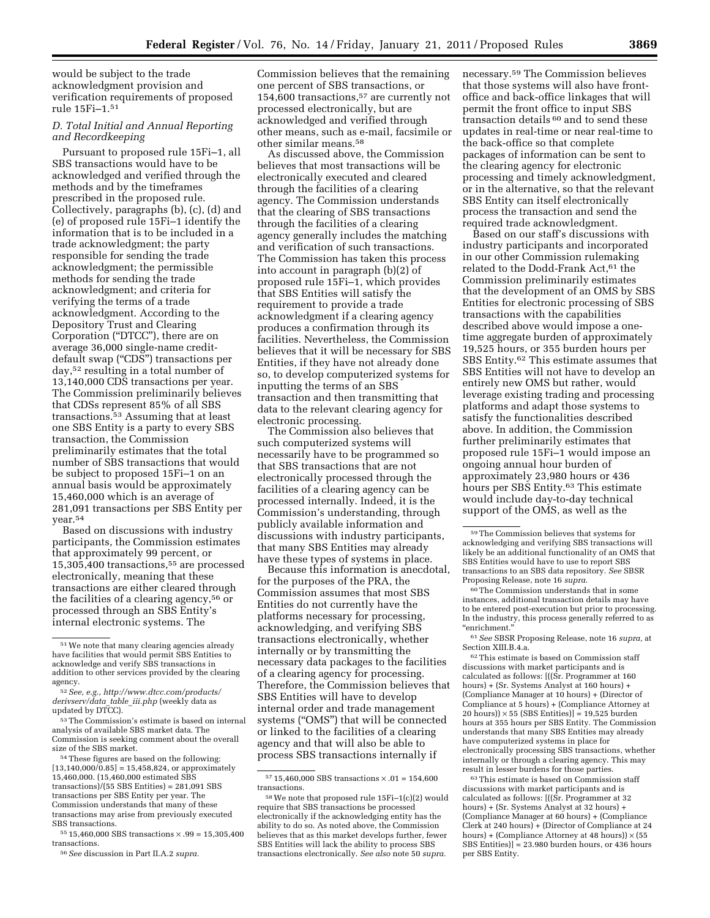would be subject to the trade acknowledgment provision and verification requirements of proposed rule 15Fi–1.[51]

### *D. Total Initial and Annual Reporting and Recordkeeping*

Pursuant to proposed rule 15Fi–1, all SBS transactions would have to be acknowledged and verified through the methods and by the timeframes prescribed in the proposed rule. Collectively, paragraphs (b), (c), (d) and (e) of proposed rule 15Fi–1 identify the information that is to be included in a trade acknowledgment; the party responsible for sending the trade acknowledgment; the permissible methods for sending the trade acknowledgment; and criteria for verifying the terms of a trade acknowledgment. According to the Depository Trust and Clearing Corporation ("DTCC"), there are on average 36,000 single-name credit-default swap ("CDS") transactions per day,[52] resulting in a total number of 13,140,000 CDS transactions per year. The Commission preliminarily believes that CDSs represent 85% of all SBS transactions.[53] Assuming that at least one SBS Entity is a party to every SBS transaction, the Commission preliminarily estimates that the total number of SBS transactions that would be subject to proposed 15Fi–1 on an annual basis would be approximately 15,460,000 which is an average of 281,091 transactions per SBS Entity per year.[54]

Based on discussions with industry participants, the Commission estimates that approximately 99 percent, or 15,305,400 transactions,[55] are processed electronically, meaning that these transactions are either cleared through the facilities of a clearing agency,[56] or processed through an SBS Entity's internal electronic systems. The Commission believes that the remaining one percent of SBS transactions, or 154,600 transactions,[57] are currently not processed electronically, but are acknowledged and verified through other means, such as e-mail, facsimile or other similar means.[58]

As discussed above, the Commission believes that most transactions will be electronically executed and cleared through the facilities of a clearing agency. The Commission understands that the clearing of SBS transactions through the facilities of a clearing agency generally includes the matching and verification of such transactions. The Commission has taken this process into account in paragraph (b)(2) of proposed rule 15Fi–1, which provides that SBS Entities will satisfy the requirement to provide a trade acknowledgment if a clearing agency produces a confirmation through its facilities. Nevertheless, the Commission believes that it will be necessary for SBS Entities, if they have not already done so, to develop computerized systems for inputting the terms of an SBS transaction and then transmitting that data to the relevant clearing agency for electronic processing.

The Commission also believes that such computerized systems will necessarily have to be programmed so that SBS transactions that are not electronically processed through the facilities of a clearing agency can be processed internally. Indeed, it is the Commission's understanding, through publicly available information and discussions with industry participants, that many SBS Entities may already have these types of systems in place.

Because this information is anecdotal, for the purposes of the PRA, the Commission assumes that most SBS Entities do not currently have the platforms necessary for processing, acknowledging, and verifying SBS transactions electronically, whether internally or by transmitting the necessary data packages to the facilities of a clearing agency for processing. Therefore, the Commission believes that SBS Entities will have to develop internal order and trade management systems ("OMS") that will be connected or linked to the facilities of a clearing agency and that will also be able to process SBS transactions internally if necessary.[59] The Commission believes that those systems will also have front-office and back-office linkages that will permit the front office to input SBS transaction details[60] and to send these updates in real-time or near real-time to the back-office so that complete packages of information can be sent to the clearing agency for electronic processing and timely acknowledgment, or in the alternative, so that the relevant SBS Entity can itself electronically process the transaction and send the required trade acknowledgment.

Based on our staff's discussions with industry participants and incorporated in our other Commission rulemaking related to the Dodd-Frank Act,[61] the Commission preliminarily estimates that the development of an OMS by SBS Entities for electronic processing of SBS transactions with the capabilities described above would impose a one-time aggregate burden of approximately 19,525 hours, or 355 burden hours per SBS Entity.[62] This estimate assumes that SBS Entities will not have to develop an entirely new OMS but rather, would leverage existing trading and processing platforms and adapt those systems to satisfy the functionalities described above. In addition, the Commission further preliminarily estimates that proposed rule 15Fi–1 would impose an ongoing annual hour burden of approximately 23,980 hours or 436 hours per SBS Entity.[63] This estimate would include day-to-day technical support of the OMS, as well as the

---

[51] We note that many clearing agencies already have facilities that would permit SBS Entities to acknowledge and verify SBS transactions in addition to other services provided by the clearing agency.

[52] *See, e.g., http://www.dtcc.com/products/derivserv/data_table_iii.php* (weekly data as updated by DTCC).

[53] The Commission's estimate is based on internal analysis of available SBS market data. The Commission is seeking comment about the overall size of the SBS market.

[54] These figures are based on the following: [13,140,000/0.85] = 15,458,824, or approximately 15,460,000. (15,460,000 estimated SBS transactions)/(55 SBS Entities) = 281,091 SBS transactions per SBS Entity per year. The Commission understands that many of these transactions may arise from previously executed SBS transactions.

[55] 15,460,000 SBS transactions × .99 = 15,305,400 transactions.

[56] *See* discussion in Part II.A.2 *supra.*

[57] 15,460,000 SBS transactions × .01 = 154,600 transactions.

[58] We note that proposed rule 15Fi–1(c)(2) would require that SBS transactions be processed electronically if the acknowledging entity has the ability to do so. As noted above, the Commission believes that as this market develops further, fewer SBS Entities will lack the ability to process SBS transactions electronically. *See also* note 50 *supra.*

[59] The Commission believes that systems for acknowledging and verifying SBS transactions will likely be an additional functionality of an OMS that SBS Entities would have to use to report SBS transactions to an SBS data repository. *See* SBSR Proposing Release, note 16 *supra.*

[60] The Commission understands that in some instances, additional transaction details may have to be entered post-execution but prior to processing. In the industry, this process generally referred to as "enrichment."

[61] *See* SBSR Proposing Release, note 16 *supra,* at Section XIII.B.4.a.

[62] This estimate is based on Commission staff discussions with market participants and is calculated as follows: [((Sr. Programmer at 160 hours) + (Sr. Systems Analyst at 160 hours) + (Compliance Manager at 10 hours) + (Director of Compliance at 5 hours) + (Compliance Attorney at 20 hours)) × 55 (SBS Entities)] = 19,525 burden hours at 355 hours per SBS Entity. The Commission understands that many SBS Entities may already have computerized systems in place for electronically processing SBS transactions, whether internally or through a clearing agency. This may result in lesser burdens for those parties.

[63] This estimate is based on Commission staff discussions with market participants and is calculated as follows: [((Sr. Programmer at 32 hours) + (Sr. Systems Analyst at 32 hours) + (Compliance Manager at 60 hours) + (Compliance Clerk at 240 hours) + (Director of Compliance at 24 hours) + (Compliance Attorney at 48 hours)) × (55 SBS Entities)] = 23.980 burden hours, or 436 hours per SBS Entity.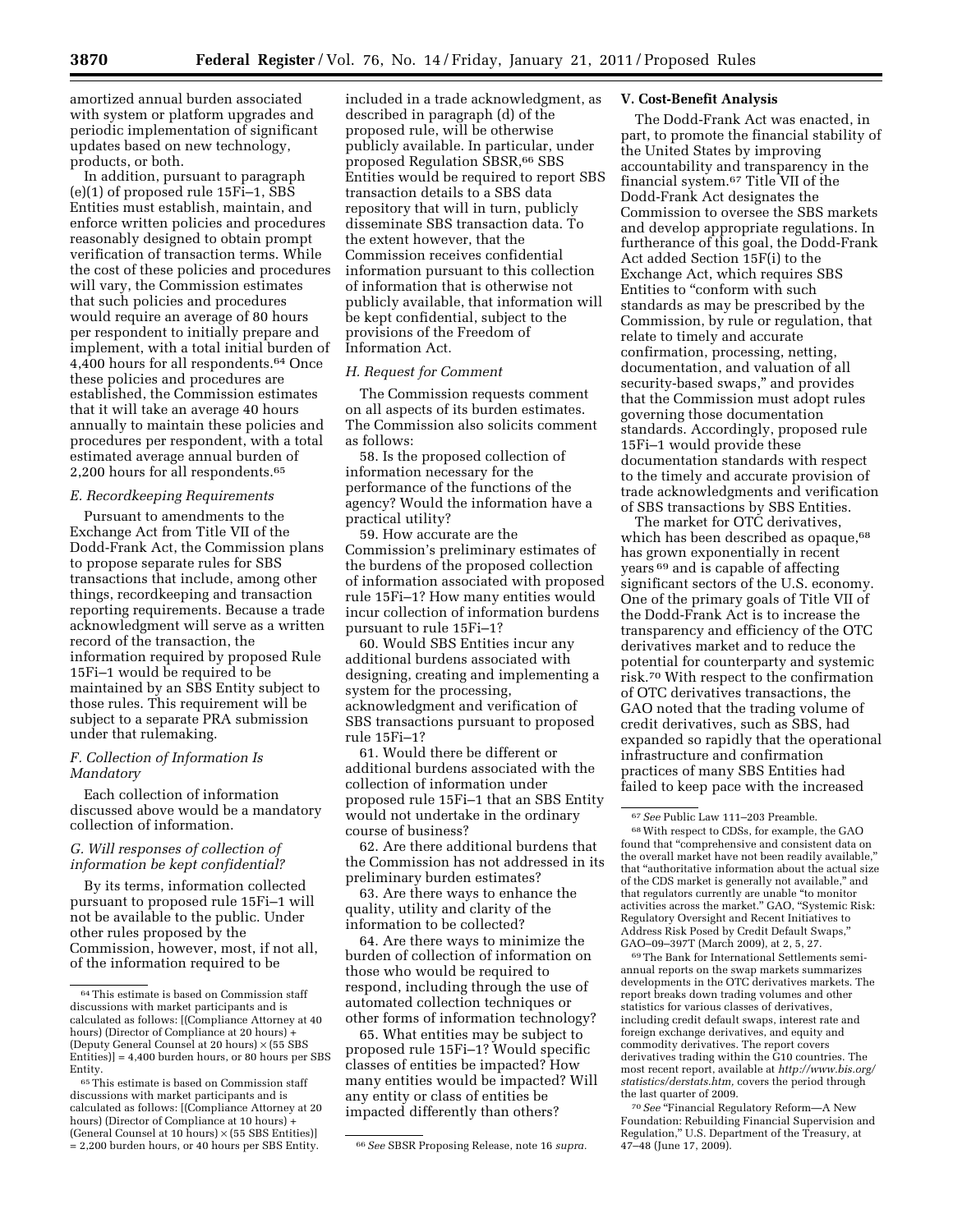amortized annual burden associated with system or platform upgrades and periodic implementation of significant updates based on new technology, products, or both.

In addition, pursuant to paragraph (e)(1) of proposed rule 15Fi–1, SBS Entities must establish, maintain, and enforce written policies and procedures reasonably designed to obtain prompt verification of transaction terms. While the cost of these policies and procedures will vary, the Commission estimates that such policies and procedures would require an average of 80 hours per respondent to initially prepare and implement, with a total initial burden of 4,400 hours for all respondents.[64] Once these policies and procedures are established, the Commission estimates that it will take an average 40 hours annually to maintain these policies and procedures per respondent, with a total estimated average annual burden of 2,200 hours for all respondents.[65]

### E. Recordkeeping Requirements

Pursuant to amendments to the Exchange Act from Title VII of the Dodd-Frank Act, the Commission plans to propose separate rules for SBS transactions that include, among other things, recordkeeping and transaction reporting requirements. Because a trade acknowledgment will serve as a written record of the transaction, the information required by proposed Rule 15Fi–1 would be required to be maintained by an SBS Entity subject to those rules. This requirement will be subject to a separate PRA submission under that rulemaking.

### F. Collection of Information Is Mandatory

Each collection of information discussed above would be a mandatory collection of information.

### G. Will responses of collection of information be kept confidential?

By its terms, information collected pursuant to proposed rule 15Fi–1 will not be available to the public. Under other rules proposed by the Commission, however, most, if not all, of the information required to be included in a trade acknowledgment, as described in paragraph (d) of the proposed rule, will be otherwise publicly available. In particular, under proposed Regulation SBSR,[66] SBS Entities would be required to report SBS transaction details to a SBS data repository that will in turn, publicly disseminate SBS transaction data. To the extent however, that the Commission receives confidential information pursuant to this collection of information that is otherwise not publicly available, that information will be kept confidential, subject to the provisions of the Freedom of Information Act.

### H. Request for Comment

The Commission requests comment on all aspects of its burden estimates. The Commission also solicits comment as follows:

58. Is the proposed collection of information necessary for the performance of the functions of the agency? Would the information have a practical utility?

59. How accurate are the Commission's preliminary estimates of the burdens of the proposed collection of information associated with proposed rule 15Fi–1? How many entities would incur collection of information burdens pursuant to rule 15Fi–1?

60. Would SBS Entities incur any additional burdens associated with designing, creating and implementing a system for the processing, acknowledgment and verification of SBS transactions pursuant to proposed rule 15Fi–1?

61. Would there be different or additional burdens associated with the collection of information under proposed rule 15Fi–1 that an SBS Entity would not undertake in the ordinary course of business?

62. Are there additional burdens that the Commission has not addressed in its preliminary burden estimates?

63. Are there ways to enhance the quality, utility and clarity of the information to be collected?

64. Are there ways to minimize the burden of collection of information on those who would be required to respond, including through the use of automated collection techniques or other forms of information technology?

65. What entities may be subject to proposed rule 15Fi–1? Would specific classes of entities be impacted? How many entities would be impacted? Will any entity or class of entities be impacted differently than others?

## V. Cost-Benefit Analysis

The Dodd-Frank Act was enacted, in part, to promote the financial stability of the United States by improving accountability and transparency in the financial system.[67] Title VII of the Dodd-Frank Act designates the Commission to oversee the SBS markets and develop appropriate regulations. In furtherance of this goal, the Dodd-Frank Act added Section 15F(i) to the Exchange Act, which requires SBS Entities to "conform with such standards as may be prescribed by the Commission, by rule or regulation, that relate to timely and accurate confirmation, processing, netting, documentation, and valuation of all security-based swaps," and provides that the Commission must adopt rules governing those documentation standards. Accordingly, proposed rule 15Fi–1 would provide these documentation standards with respect to the timely and accurate provision of trade acknowledgments and verification of SBS transactions by SBS Entities.

The market for OTC derivatives, which has been described as opaque,[68] has grown exponentially in recent years[69] and is capable of affecting significant sectors of the U.S. economy. One of the primary goals of Title VII of the Dodd-Frank Act is to increase the transparency and efficiency of the OTC derivatives market and to reduce the potential for counterparty and systemic risk.[70] With respect to the confirmation of OTC derivatives transactions, the GAO noted that the trading volume of credit derivatives, such as SBS, had expanded so rapidly that the operational infrastructure and confirmation practices of many SBS Entities had failed to keep pace with the increased

---

[64] This estimate is based on Commission staff discussions with market participants and is calculated as follows: [(Compliance Attorney at 40 hours) (Director of Compliance at 20 hours) + (Deputy General Counsel at 20 hours) × (55 SBS Entities)] = 4,400 burden hours, or 80 hours per SBS Entity.

[65] This estimate is based on Commission staff discussions with market participants and is calculated as follows: [(Compliance Attorney at 20 hours) (Director of Compliance at 10 hours) + (General Counsel at 10 hours) × (55 SBS Entities)] = 2,200 burden hours, or 40 hours per SBS Entity.

[66] *See* SBSR Proposing Release, note 16 *supra.*

[67] *See* Public Law 111–203 Preamble.

[68] With respect to CDSs, for example, the GAO found that "comprehensive and consistent data on the overall market have not been readily available," that "authoritative information about the actual size of the CDS market is generally not available," and that regulators currently are unable "to monitor activities across the market." GAO, "Systemic Risk: Regulatory Oversight and Recent Initiatives to Address Risk Posed by Credit Default Swaps," GAO–09–397T (March 2009), at 2, 5, 27.

[69] The Bank for International Settlements semi-annual reports on the swap markets summarizes developments in the OTC derivatives markets. The report breaks down trading volumes and other statistics for various classes of derivatives, including credit default swaps, interest rate and foreign exchange derivatives, and equity and commodity derivatives. The report covers derivatives trading within the G10 countries. The most recent report, available at *http://www.bis.org/statistics/derstats.htm,* covers the period through the last quarter of 2009.

[70] *See* "Financial Regulatory Reform—A New Foundation: Rebuilding Financial Supervision and Regulation," U.S. Department of the Treasury, at 47–48 (June 17, 2009).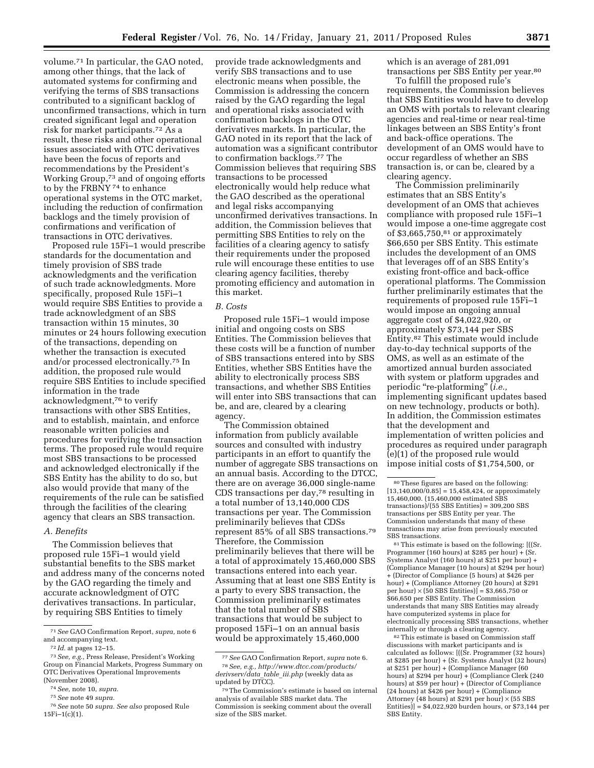volume.[71] In particular, the GAO noted, among other things, that the lack of automated systems for confirming and verifying the terms of SBS transactions contributed to a significant backlog of unconfirmed transactions, which in turn created significant legal and operation risk for market participants.[72] As a result, these risks and other operational issues associated with OTC derivatives have been the focus of reports and recommendations by the President's Working Group,[73] and of ongoing efforts to by the FRBNY[74] to enhance operational systems in the OTC market, including the reduction of confirmation backlogs and the timely provision of confirmations and verification of transactions in OTC derivatives.

Proposed rule 15Fi–1 would prescribe standards for the documentation and timely provision of SBS trade acknowledgments and the verification of such trade acknowledgments. More specifically, proposed Rule 15Fi–1 would require SBS Entities to provide a trade acknowledgment of an SBS transaction within 15 minutes, 30 minutes or 24 hours following execution of the transactions, depending on whether the transaction is executed and/or processed electronically.[75] In addition, the proposed rule would require SBS Entities to include specified information in the trade acknowledgment,[76] to verify transactions with other SBS Entities, and to establish, maintain, and enforce reasonable written policies and procedures for verifying the transaction terms. The proposed rule would require most SBS transactions to be processed and acknowledged electronically if the SBS Entity has the ability to do so, but also would provide that many of the requirements of the rule can be satisfied through the facilities of the clearing agency that clears an SBS transaction.

### A. Benefits

The Commission believes that proposed rule 15Fi–1 would yield substantial benefits to the SBS market and address many of the concerns noted by the GAO regarding the timely and accurate acknowledgment of OTC derivatives transactions. In particular, by requiring SBS Entities to timely provide trade acknowledgments and verify SBS transactions and to use electronic means when possible, the Commission is addressing the concern raised by the GAO regarding the legal and operational risks associated with confirmation backlogs in the OTC derivatives markets. In particular, the GAO noted in its report that the lack of automation was a significant contributor to confirmation backlogs.[77] The Commission believes that requiring SBS transactions to be processed electronically would help reduce what the GAO described as the operational and legal risks accompanying unconfirmed derivatives transactions. In addition, the Commission believes that permitting SBS Entities to rely on the facilities of a clearing agency to satisfy their requirements under the proposed rule will encourage these entities to use clearing agency facilities, thereby promoting efficiency and automation in this market.

### B. Costs

Proposed rule 15Fi–1 would impose initial and ongoing costs on SBS Entities. The Commission believes that these costs will be a function of number of SBS transactions entered into by SBS Entities, whether SBS Entities have the ability to electronically process SBS transactions, and whether SBS Entities will enter into SBS transactions that can be, and are, cleared by a clearing agency.

The Commission obtained information from publicly available sources and consulted with industry participants in an effort to quantify the number of aggregate SBS transactions on an annual basis. According to the DTCC, there are on average 36,000 single-name CDS transactions per day,[78] resulting in a total number of 13,140,000 CDS transactions per year. The Commission preliminarily believes that CDSs represent 85% of all SBS transactions.[79] Therefore, the Commission preliminarily believes that there will be a total of approximately 15,460,000 SBS transactions entered into each year. Assuming that at least one SBS Entity is a party to every SBS transaction, the Commission preliminarily estimates that the total number of SBS transactions that would be subject to proposed 15Fi–1 on an annual basis would be approximately 15,460,000 which is an average of 281,091 transactions per SBS Entity per year.[80]

To fulfill the proposed rule's requirements, the Commission believes that SBS Entities would have to develop an OMS with portals to relevant clearing agencies and real-time or near real-time linkages between an SBS Entity's front and back-office operations. The development of an OMS would have to occur regardless of whether an SBS transaction is, or can be, cleared by a clearing agency.

The Commission preliminarily estimates that an SBS Entity's development of an OMS that achieves compliance with proposed rule 15Fi–1 would impose a one-time aggregate cost of $3,665,750,[81] or approximately $66,650 per SBS Entity. This estimate includes the development of an OMS that leverages off of an SBS Entity's existing front-office and back-office operational platforms. The Commission further preliminarily estimates that the requirements of proposed rule 15Fi–1 would impose an ongoing annual aggregate cost of $4,022,920, or approximately $73,144 per SBS Entity.[82] This estimate would include day-to-day technical supports of the OMS, as well as an estimate of the amortized annual burden associated with system or platform upgrades and periodic "re-platforming" (*i.e.,* implementing significant updates based on new technology, products or both). In addition, the Commission estimates that the development and implementation of written policies and procedures as required under paragraph (e)(1) of the proposed rule would impose initial costs of $1,754,500, or

---

[71] *See* GAO Confirmation Report, *supra,* note 6 and accompanying text.

[72] *Id.* at pages 12–15.

[73] *See, e.g.,* Press Release, President's Working Group on Financial Markets, Progress Summary on OTC Derivatives Operational Improvements (November 2008).

[74] *See,* note 10, *supra.*

[75] *See* note 49 *supra.*

[76] *See* note 50 *supra. See also* proposed Rule 15Fi–1(c)(1).

[77] *See* GAO Confirmation Report, *supra* note 6.

[78] *See, e.g., http://www.dtcc.com/products/derivserv/data_table_iii.php* (weekly data as updated by DTCC).

[79] The Commission's estimate is based on internal analysis of available SBS market data. The Commission is seeking comment about the overall size of the SBS market.

[80] These figures are based on the following: [13,140,000/0.85] = 15,458,424, or approximately 15,460,000. (15,460,000 estimated SBS transactions)/(55 SBS Entities) = 309,200 SBS transactions per SBS Entity per year. The Commission understands that many of these transactions may arise from previously executed SBS transactions.

[81] This estimate is based on the following: [((Sr. Programmer (160 hours) at $285 per hour) + (Sr. Systems Analyst (160 hours) at $251 per hour) + (Compliance Manager (10 hours) at $294 per hour) + (Director of Compliance (5 hours) at $426 per hour) + (Compliance Attorney (20 hours) at $291 per hour) × (50 SBS Entities)] = $3,665,750 or $66,650 per SBS Entity. The Commission understands that many SBS Entities may already have computerized systems in place for electronically processing SBS transactions, whether internally or through a clearing agency.

[82] This estimate is based on Commission staff discussions with market participants and is calculated as follows: [((Sr. Programmer (32 hours) at $285 per hour) + (Sr. Systems Analyst (32 hours) at $251 per hour) + (Compliance Manager (60 hours) at $294 per hour) + (Compliance Clerk (240 hours) at $59 per hour) + (Director of Compliance (24 hours) at $426 per hour) + (Compliance Attorney (48 hours) at $291 per hour) × (55 SBS Entities)] = $4,022,920 burden hours, or $73,144 per SBS Entity.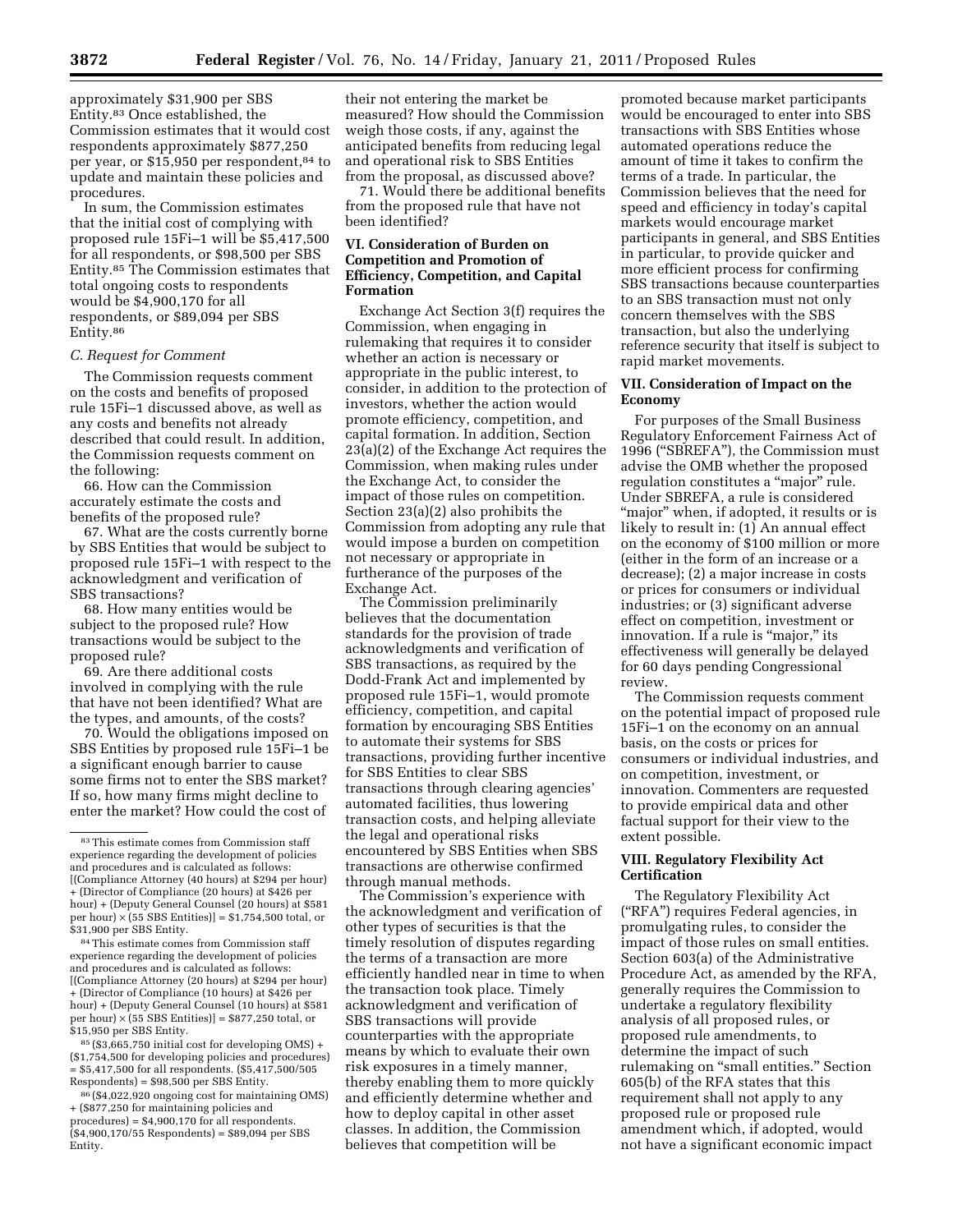approximately $31,900 per SBS Entity.[83] Once established, the Commission estimates that it would cost respondents approximately $877,250 per year, or $15,950 per respondent,[84] to update and maintain these policies and procedures.

In sum, the Commission estimates that the initial cost of complying with proposed rule 15Fi–1 will be $5,417,500 for all respondents, or $98,500 per SBS Entity.[85] The Commission estimates that total ongoing costs to respondents would be $4,900,170 for all respondents, or $89,094 per SBS Entity.[86]

### C. Request for Comment

The Commission requests comment on the costs and benefits of proposed rule 15Fi–1 discussed above, as well as any costs and benefits not already described that could result. In addition, the Commission requests comment on the following:

66. How can the Commission accurately estimate the costs and benefits of the proposed rule?

67. What are the costs currently borne by SBS Entities that would be subject to proposed rule 15Fi–1 with respect to the acknowledgment and verification of SBS transactions?

68. How many entities would be subject to the proposed rule? How transactions would be subject to the proposed rule?

69. Are there additional costs involved in complying with the rule that have not been identified? What are the types, and amounts, of the costs?

70. Would the obligations imposed on SBS Entities by proposed rule 15Fi–1 be a significant enough barrier to cause some firms not to enter the SBS market? If so, how many firms might decline to enter the market? How could the cost of their not entering the market be measured? How should the Commission weigh those costs, if any, against the anticipated benefits from reducing legal and operational risk to SBS Entities from the proposal, as discussed above?

71. Would there be additional benefits from the proposed rule that have not been identified?

## VI. Consideration of Burden on Competition and Promotion of Efficiency, Competition, and Capital Formation

Exchange Act Section 3(f) requires the Commission, when engaging in rulemaking that requires it to consider whether an action is necessary or appropriate in the public interest, to consider, in addition to the protection of investors, whether the action would promote efficiency, competition, and capital formation. In addition, Section 23(a)(2) of the Exchange Act requires the Commission, when making rules under the Exchange Act, to consider the impact of those rules on competition. Section 23(a)(2) also prohibits the Commission from adopting any rule that would impose a burden on competition not necessary or appropriate in furtherance of the purposes of the Exchange Act.

The Commission preliminarily believes that the documentation standards for the provision of trade acknowledgments and verification of SBS transactions, as required by the Dodd-Frank Act and implemented by proposed rule 15Fi–1, would promote efficiency, competition, and capital formation by encouraging SBS Entities to automate their systems for SBS transactions, providing further incentive for SBS Entities to clear SBS transactions through clearing agencies' automated facilities, thus lowering transaction costs, and helping alleviate the legal and operational risks encountered by SBS Entities when SBS transactions are otherwise confirmed through manual methods.

The Commission's experience with the acknowledgment and verification of other types of securities is that the timely resolution of disputes regarding the terms of a transaction are more efficiently handled near in time to when the transaction took place. Timely acknowledgment and verification of SBS transactions will provide counterparties with the appropriate means by which to evaluate their own risk exposures in a timely manner, thereby enabling them to more quickly and efficiently determine whether and how to deploy capital in other asset classes. In addition, the Commission believes that competition will be promoted because market participants would be encouraged to enter into SBS transactions with SBS Entities whose automated operations reduce the amount of time it takes to confirm the terms of a trade. In particular, the Commission believes that the need for speed and efficiency in today's capital markets would encourage market participants in general, and SBS Entities in particular, to provide quicker and more efficient process for confirming SBS transactions because counterparties to an SBS transaction must not only concern themselves with the SBS transaction, but also the underlying reference security that itself is subject to rapid market movements.

## VII. Consideration of Impact on the Economy

For purposes of the Small Business Regulatory Enforcement Fairness Act of 1996 ("SBREFA"), the Commission must advise the OMB whether the proposed regulation constitutes a "major" rule. Under SBREFA, a rule is considered "major" when, if adopted, it results or is likely to result in: (1) An annual effect on the economy of $100 million or more (either in the form of an increase or a decrease); (2) a major increase in costs or prices for consumers or individual industries; or (3) significant adverse effect on competition, investment or innovation. If a rule is "major," its effectiveness will generally be delayed for 60 days pending Congressional review.

The Commission requests comment on the potential impact of proposed rule 15Fi–1 on the economy on an annual basis, on the costs or prices for consumers or individual industries, and on competition, investment, or innovation. Commenters are requested to provide empirical data and other factual support for their view to the extent possible.

## VIII. Regulatory Flexibility Act Certification

The Regulatory Flexibility Act ("RFA") requires Federal agencies, in promulgating rules, to consider the impact of those rules on small entities. Section 603(a) of the Administrative Procedure Act, as amended by the RFA, generally requires the Commission to undertake a regulatory flexibility analysis of all proposed rules, or proposed rule amendments, to determine the impact of such rulemaking on "small entities." Section 605(b) of the RFA states that this requirement shall not apply to any proposed rule or proposed rule amendment which, if adopted, would not have a significant economic impact

---

[83] This estimate comes from Commission staff experience regarding the development of policies and procedures and is calculated as follows: [(Compliance Attorney (40 hours) at $294 per hour) + (Director of Compliance (20 hours) at $426 per hour) + (Deputy General Counsel (20 hours) at $581 per hour) × (55 SBS Entities)] = $1,754,500 total, or $31,900 per SBS Entity.

[84] This estimate comes from Commission staff experience regarding the development of policies and procedures and is calculated as follows: [(Compliance Attorney (20 hours) at $294 per hour) + (Director of Compliance (10 hours) at $426 per hour) + (Deputy General Counsel (10 hours) at $581 per hour) × (55 SBS Entities)] = $877,250 total, or $15,950 per SBS Entity.

[85] ($3,665,750 initial cost for developing OMS) + ($1,754,500 for developing policies and procedures) = $5,417,500 for all respondents. ($5,417,500/505 Respondents) = $98,500 per SBS Entity.

[86] ($4,022,920 ongoing cost for maintaining OMS) + ($877,250 for maintaining policies and procedures) = $4,900,170 for all respondents. ($4,900,170/55 Respondents) = $89,094 per SBS Entity.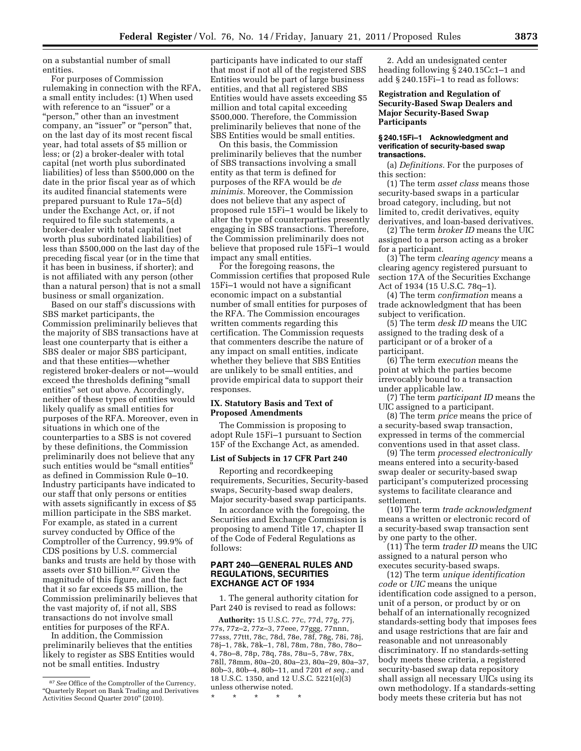on a substantial number of small entities.

For purposes of Commission rulemaking in connection with the RFA, a small entity includes: (1) When used with reference to an "issuer" or a "person," other than an investment company, an "issuer" or "person" that, on the last day of its most recent fiscal year, had total assets of $5 million or less; or (2) a broker-dealer with total capital (net worth plus subordinated liabilities) of less than $500,000 on the date in the prior fiscal year as of which its audited financial statements were prepared pursuant to Rule 17a–5(d) under the Exchange Act, or, if not required to file such statements, a broker-dealer with total capital (net worth plus subordinated liabilities) of less than $500,000 on the last day of the preceding fiscal year (or in the time that it has been in business, if shorter); and is not affiliated with any person (other than a natural person) that is not a small business or small organization.

Based on our staff's discussions with SBS market participants, the Commission preliminarily believes that the majority of SBS transactions have at least one counterparty that is either a SBS dealer or major SBS participant, and that these entities—whether registered broker-dealers or not—would exceed the thresholds defining "small entities" set out above. Accordingly, neither of these types of entities would likely qualify as small entities for purposes of the RFA. Moreover, even in situations in which one of the counterparties to a SBS is not covered by these definitions, the Commission preliminarily does not believe that any such entities would be "small entities" as defined in Commission Rule 0–10. Industry participants have indicated to our staff that only persons or entities with assets significantly in excess of $5 million participate in the SBS market. For example, as stated in a current survey conducted by Office of the Comptroller of the Currency, 99.9% of CDS positions by U.S. commercial banks and trusts are held by those with assets over $10 billion.[87] Given the magnitude of this figure, and the fact that it so far exceeds $5 million, the Commission preliminarily believes that the vast majority of, if not all, SBS transactions do not involve small entities for purposes of the RFA.

In addition, the Commission preliminarily believes that the entities likely to register as SBS Entities would not be small entities. Industry participants have indicated to our staff that most if not all of the registered SBS Entities would be part of large business entities, and that all registered SBS Entities would have assets exceeding $5 million and total capital exceeding $500,000. Therefore, the Commission preliminarily believes that none of the SBS Entities would be small entities.

On this basis, the Commission preliminarily believes that the number of SBS transactions involving a small entity as that term is defined for purposes of the RFA would be *de minimis*. Moreover, the Commission does not believe that any aspect of proposed rule 15Fi–1 would be likely to alter the type of counterparties presently engaging in SBS transactions. Therefore, the Commission preliminarily does not believe that proposed rule 15Fi–1 would impact any small entities.

For the foregoing reasons, the Commission certifies that proposed Rule 15Fi–1 would not have a significant economic impact on a substantial number of small entities for purposes of the RFA. The Commission encourages written comments regarding this certification. The Commission requests that commenters describe the nature of any impact on small entities, indicate whether they believe that SBS Entities are unlikely to be small entities, and provide empirical data to support their responses.

## IX. Statutory Basis and Text of Proposed Amendments

The Commission is proposing to adopt Rule 15Fi–1 pursuant to Section 15F of the Exchange Act, as amended.

### List of Subjects in 17 CFR Part 240

Reporting and recordkeeping requirements, Securities, Security-based swaps, Security-based swap dealers, Major security-based swap participants.

In accordance with the foregoing, the Securities and Exchange Commission is proposing to amend Title 17, chapter II of the Code of Federal Regulations as follows:

## PART 240—GENERAL RULES AND REGULATIONS, SECURITIES EXCHANGE ACT OF 1934

1. The general authority citation for Part 240 is revised to read as follows:

**Authority:** 15 U.S.C. 77c, 77d, 77g, 77j, 77s, 77z–2, 77z–3, 77eee, 77ggg, 77nnn, 77sss, 77ttt, 78c, 78d, 78e, 78f, 78g, 78i, 78j, 78j–1, 78k, 78k–1, 78l, 78m, 78n, 78o, 78o–4, 78o–8, 78p, 78q, 78s, 78u–5, 78w, 78x, 78ll, 78mm, 80a–20, 80a–23, 80a–29, 80a–37, 80b–3, 80b–4, 80b–11, and 7201 *et seq.;* and 18 U.S.C. 1350, and 12 U.S.C. 5221(e)(3) unless otherwise noted.

\* \* \* \* \*

2. Add an undesignated center heading following § 240.15Cc1–1 and add § 240.15Fi–1 to read as follows:

### Registration and Regulation of Security-Based Swap Dealers and Major Security-Based Swap Participants

#### § 240.15Fi–1 Acknowledgment and verification of security-based swap transactions.

(a) *Definitions.* For the purposes of this section:

(1) The term *asset class* means those security-based swaps in a particular broad category, including, but not limited to, credit derivatives, equity derivatives, and loan-based derivatives.

(2) The term *broker ID* means the UIC assigned to a person acting as a broker for a participant.

(3) The term *clearing agency* means a clearing agency registered pursuant to section 17A of the Securities Exchange Act of 1934 (15 U.S.C. 78q–1).

(4) The term *confirmation* means a trade acknowledgment that has been subject to verification.

(5) The term *desk ID* means the UIC assigned to the trading desk of a participant or of a broker of a participant.

(6) The term *execution* means the point at which the parties become irrevocably bound to a transaction under applicable law.

(7) The term *participant ID* means the UIC assigned to a participant.

(8) The term *price* means the price of a security-based swap transaction, expressed in terms of the commercial conventions used in that asset class.

(9) The term *processed electronically* means entered into a security-based swap dealer or security-based swap participant's computerized processing systems to facilitate clearance and settlement.

(10) The term *trade acknowledgment* means a written or electronic record of a security-based swap transaction sent by one party to the other.

(11) The term *trader ID* means the UIC assigned to a natural person who executes security-based swaps.

(12) The term *unique identification code* or *UIC* means the unique identification code assigned to a person, unit of a person, or product by or on behalf of an internationally recognized standards-setting body that imposes fees and usage restrictions that are fair and reasonable and not unreasonably discriminatory. If no standards-setting body meets these criteria, a registered security-based swap data repository shall assign all necessary UICs using its own methodology. If a standards-setting body meets these criteria but has not

[87] *See* Office of the Comptroller of the Currency, "Quarterly Report on Bank Trading and Derivatives Activities Second Quarter 2010" (2010).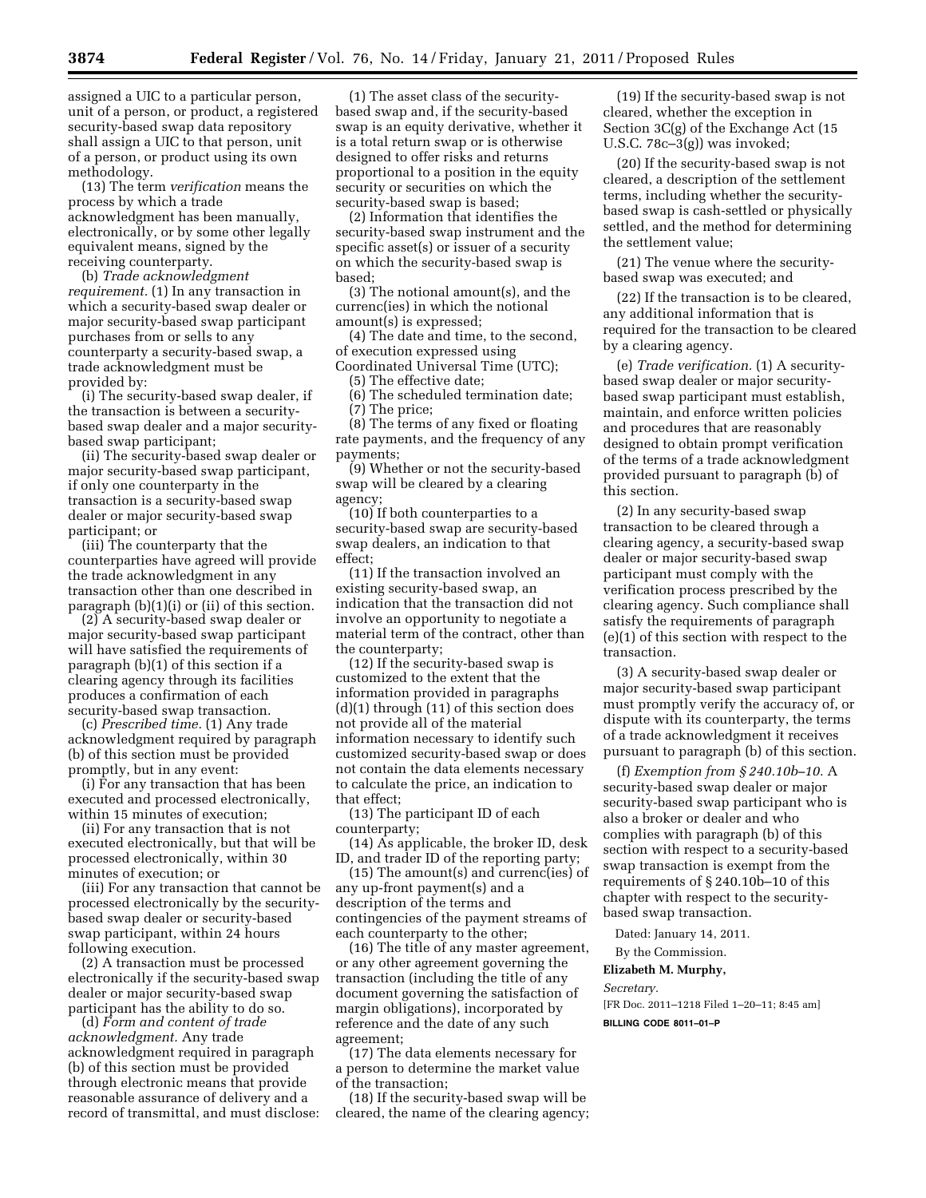assigned a UIC to a particular person, unit of a person, or product, a registered security-based swap data repository shall assign a UIC to that person, unit of a person, or product using its own methodology.

(13) The term *verification* means the process by which a trade acknowledgment has been manually, electronically, or by some other legally equivalent means, signed by the receiving counterparty.

(b) *Trade acknowledgment requirement.* (1) In any transaction in which a security-based swap dealer or major security-based swap participant purchases from or sells to any counterparty a security-based swap, a trade acknowledgment must be provided by:

(i) The security-based swap dealer, if the transaction is between a security-based swap dealer and a major security-based swap participant;

(ii) The security-based swap dealer or major security-based swap participant, if only one counterparty in the transaction is a security-based swap dealer or major security-based swap participant; or

(iii) The counterparty that the counterparties have agreed will provide the trade acknowledgment in any transaction other than one described in paragraph (b)(1)(i) or (ii) of this section.

(2) A security-based swap dealer or major security-based swap participant will have satisfied the requirements of paragraph (b)(1) of this section if a clearing agency through its facilities produces a confirmation of each security-based swap transaction.

(c) *Prescribed time.* (1) Any trade acknowledgment required by paragraph (b) of this section must be provided promptly, but in any event:

(i) For any transaction that has been executed and processed electronically, within 15 minutes of execution;

(ii) For any transaction that is not executed electronically, but that will be processed electronically, within 30 minutes of execution; or

(iii) For any transaction that cannot be processed electronically by the security-based swap dealer or security-based swap participant, within 24 hours following execution.

(2) A transaction must be processed electronically if the security-based swap dealer or major security-based swap participant has the ability to do so.

(d) *Form and content of trade acknowledgment.* Any trade acknowledgment required in paragraph (b) of this section must be provided through electronic means that provide reasonable assurance of delivery and a record of transmittal, and must disclose:

(1) The asset class of the security-based swap and, if the security-based swap is an equity derivative, whether it is a total return swap or is otherwise designed to offer risks and returns proportional to a position in the equity security or securities on which the security-based swap is based;

(2) Information that identifies the security-based swap instrument and the specific asset(s) or issuer of a security on which the security-based swap is based;

(3) The notional amount(s), and the currenc(ies) in which the notional amount(s) is expressed;

(4) The date and time, to the second, of execution expressed using Coordinated Universal Time (UTC);

(5) The effective date;

(6) The scheduled termination date;

(7) The price;

(8) The terms of any fixed or floating rate payments, and the frequency of any payments;

(9) Whether or not the security-based swap will be cleared by a clearing agency;

(10) If both counterparties to a security-based swap are security-based swap dealers, an indication to that effect;

(11) If the transaction involved an existing security-based swap, an indication that the transaction did not involve an opportunity to negotiate a material term of the contract, other than the counterparty;

(12) If the security-based swap is customized to the extent that the information provided in paragraphs (d)(1) through (11) of this section does not provide all of the material information necessary to identify such customized security-based swap or does not contain the data elements necessary to calculate the price, an indication to that effect;

(13) The participant ID of each counterparty;

(14) As applicable, the broker ID, desk ID, and trader ID of the reporting party;

(15) The amount(s) and currenc(ies) of any up-front payment(s) and a description of the terms and contingencies of the payment streams of each counterparty to the other;

(16) The title of any master agreement, or any other agreement governing the transaction (including the title of any document governing the satisfaction of margin obligations), incorporated by reference and the date of any such agreement;

(17) The data elements necessary for a person to determine the market value of the transaction;

(18) If the security-based swap will be cleared, the name of the clearing agency;

(19) If the security-based swap is not cleared, whether the exception in Section 3C(g) of the Exchange Act (15 U.S.C. 78c–3(g)) was invoked;

(20) If the security-based swap is not cleared, a description of the settlement terms, including whether the security-based swap is cash-settled or physically settled, and the method for determining the settlement value;

(21) The venue where the security-based swap was executed; and

(22) If the transaction is to be cleared, any additional information that is required for the transaction to be cleared by a clearing agency.

(e) *Trade verification.* (1) A security-based swap dealer or major security-based swap participant must establish, maintain, and enforce written policies and procedures that are reasonably designed to obtain prompt verification of the terms of a trade acknowledgment provided pursuant to paragraph (b) of this section.

(2) In any security-based swap transaction to be cleared through a clearing agency, a security-based swap dealer or major security-based swap participant must comply with the verification process prescribed by the clearing agency. Such compliance shall satisfy the requirements of paragraph (e)(1) of this section with respect to the transaction.

(3) A security-based swap dealer or major security-based swap participant must promptly verify the accuracy of, or dispute with its counterparty, the terms of a trade acknowledgment it receives pursuant to paragraph (b) of this section.

(f) *Exemption from § 240.10b–10.* A security-based swap dealer or major security-based swap participant who is also a broker or dealer and who complies with paragraph (b) of this section with respect to a security-based swap transaction is exempt from the requirements of § 240.10b–10 of this chapter with respect to the security-based swap transaction.

Dated: January 14, 2011.

By the Commission.

**Elizabeth M. Murphy,**

*Secretary.*

[FR Doc. 2011–1218 Filed 1–20–11; 8:45 am]

**BILLING CODE 8011–01–P**